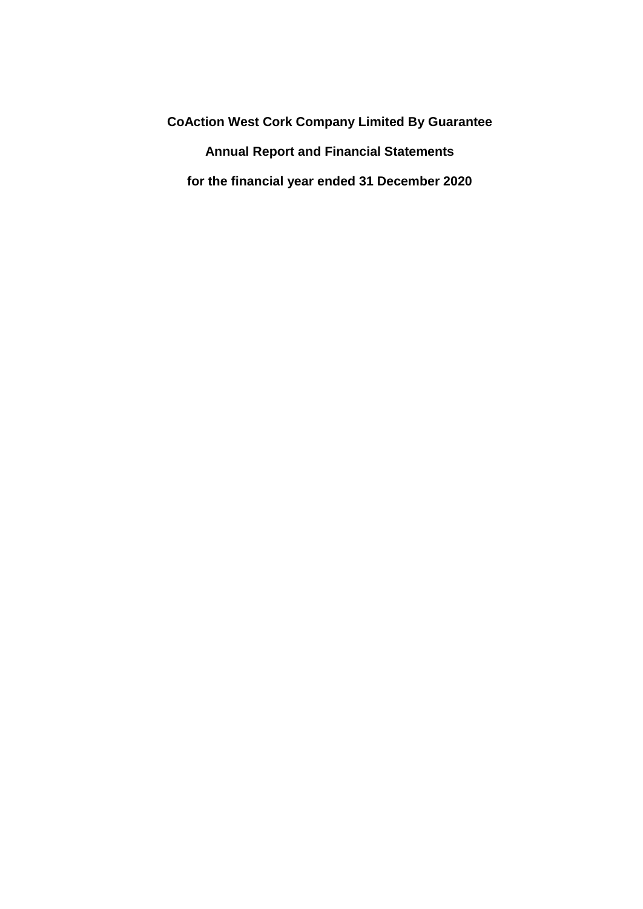# CoAction West Cork Company Limited By Guarantee

## Annual Report and Financial Statements

## for the financial year ended 31 December 2020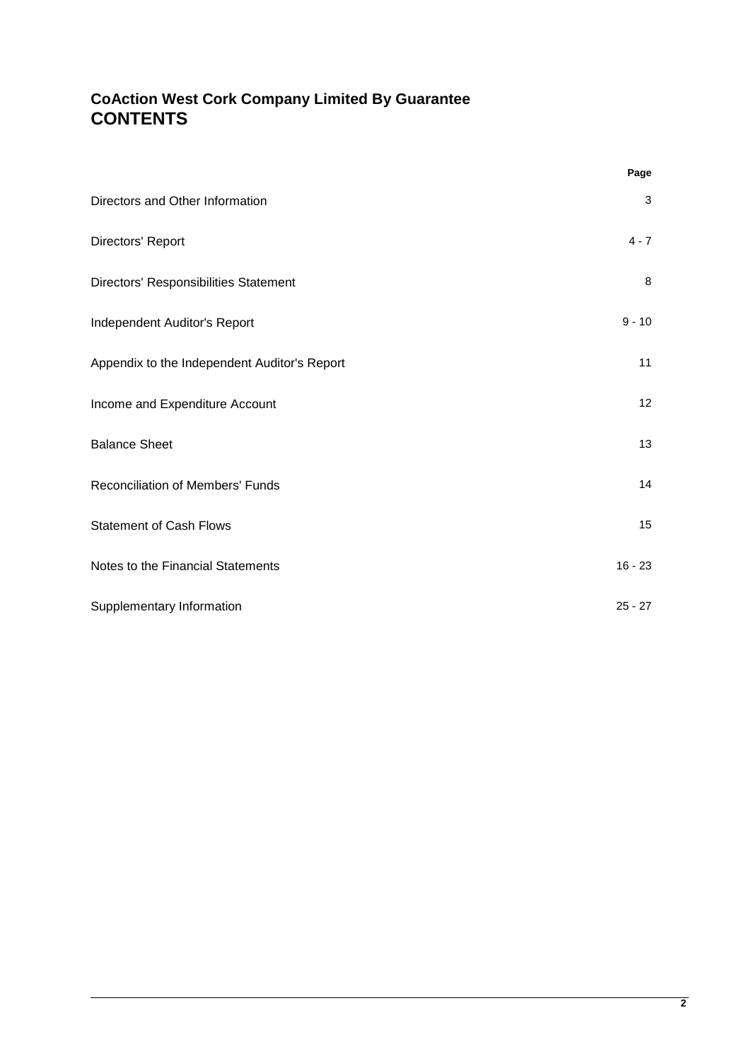# CoAction West Cork Company Limited By Guarantee
# CONTENTS

| | Page |
|---|---|
| Directors and Other Information | 3 |
| Directors' Report | 4 - 7 |
| Directors' Responsibilities Statement | 8 |
| Independent Auditor's Report | 9 - 10 |
| Appendix to the Independent Auditor's Report | 11 |
| Income and Expenditure Account | 12 |
| Balance Sheet | 13 |
| Reconciliation of Members' Funds | 14 |
| Statement of Cash Flows | 15 |
| Notes to the Financial Statements | 16 - 23 |
| Supplementary Information | 25 - 27 |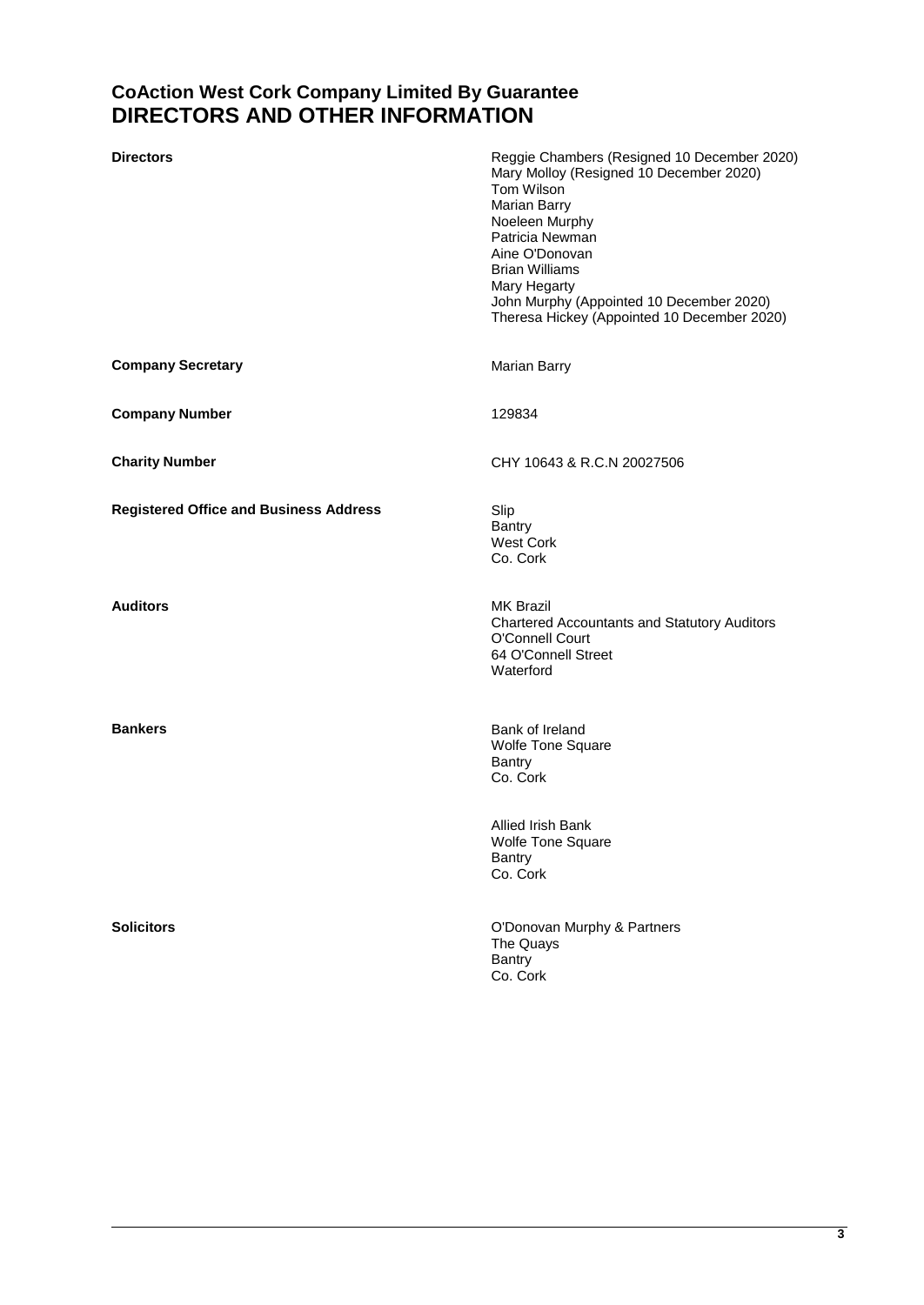# CoAction West Cork Company Limited By Guarantee
# DIRECTORS AND OTHER INFORMATION

| | |
|---|---|
| **Directors** | Reggie Chambers (Resigned 10 December 2020)<br>Mary Molloy (Resigned 10 December 2020)<br>Tom Wilson<br>Marian Barry<br>Noeleen Murphy<br>Patricia Newman<br>Aine O'Donovan<br>Brian Williams<br>Mary Hegarty<br>John Murphy (Appointed 10 December 2020)<br>Theresa Hickey (Appointed 10 December 2020) |
| **Company Secretary** | Marian Barry |
| **Company Number** | 129834 |
| **Charity Number** | CHY 10643 & R.C.N 20027506 |
| **Registered Office and Business Address** | Slip<br>Bantry<br>West Cork<br>Co. Cork |
| **Auditors** | MK Brazil<br>Chartered Accountants and Statutory Auditors<br>O'Connell Court<br>64 O'Connell Street<br>Waterford |
| **Bankers** | Bank of Ireland<br>Wolfe Tone Square<br>Bantry<br>Co. Cork<br><br>Allied Irish Bank<br>Wolfe Tone Square<br>Bantry<br>Co. Cork |
| **Solicitors** | O'Donovan Murphy & Partners<br>The Quays<br>Bantry<br>Co. Cork |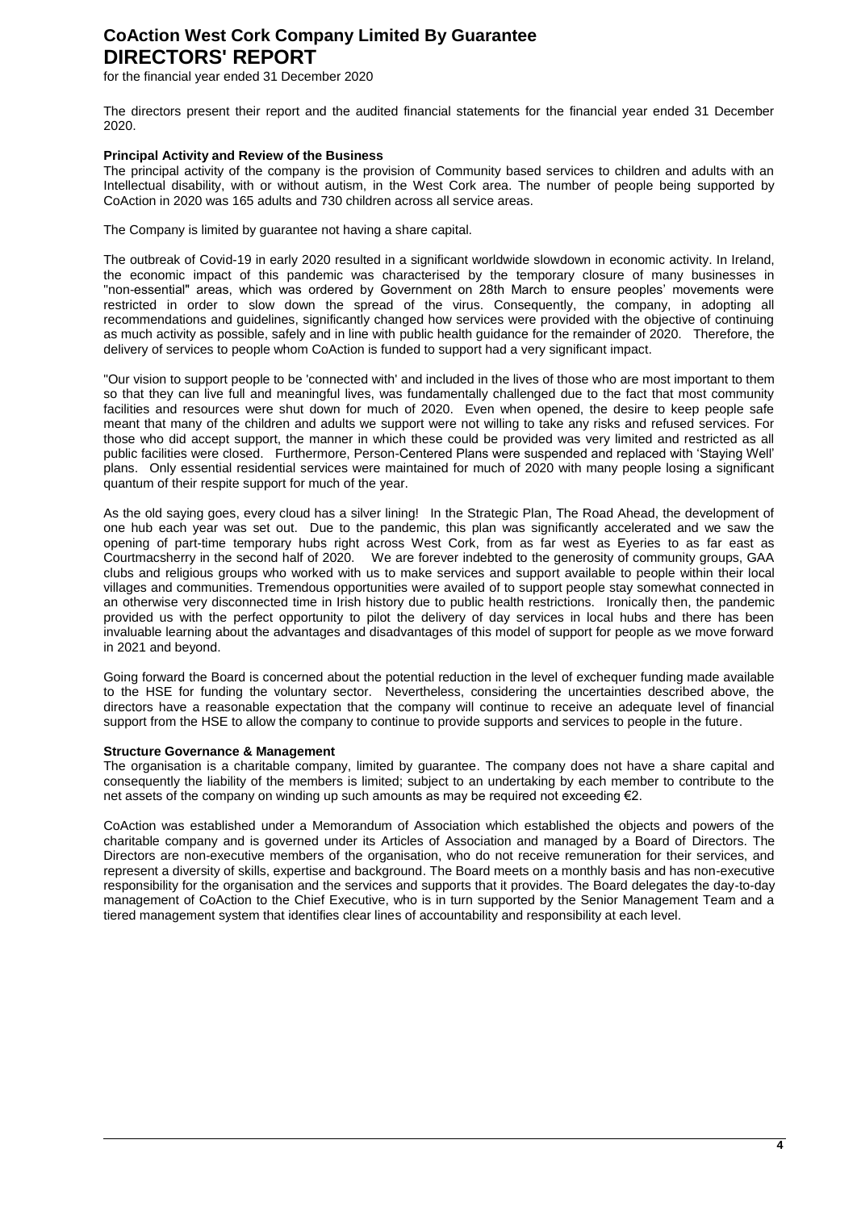# CoAction West Cork Company Limited By Guarantee
# DIRECTORS' REPORT

for the financial year ended 31 December 2020

The directors present their report and the audited financial statements for the financial year ended 31 December 2020.

**Principal Activity and Review of the Business**

The principal activity of the company is the provision of Community based services to children and adults with an Intellectual disability, with or without autism, in the West Cork area. The number of people being supported by CoAction in 2020 was 165 adults and 730 children across all service areas.

The Company is limited by guarantee not having a share capital.

The outbreak of Covid-19 in early 2020 resulted in a significant worldwide slowdown in economic activity. In Ireland, the economic impact of this pandemic was characterised by the temporary closure of many businesses in "non-essential" areas, which was ordered by Government on 28th March to ensure peoples' movements were restricted in order to slow down the spread of the virus. Consequently, the company, in adopting all recommendations and guidelines, significantly changed how services were provided with the objective of continuing as much activity as possible, safely and in line with public health guidance for the remainder of 2020. Therefore, the delivery of services to people whom CoAction is funded to support had a very significant impact.

"Our vision to support people to be 'connected with' and included in the lives of those who are most important to them so that they can live full and meaningful lives, was fundamentally challenged due to the fact that most community facilities and resources were shut down for much of 2020. Even when opened, the desire to keep people safe meant that many of the children and adults we support were not willing to take any risks and refused services. For those who did accept support, the manner in which these could be provided was very limited and restricted as all public facilities were closed. Furthermore, Person-Centered Plans were suspended and replaced with 'Staying Well' plans. Only essential residential services were maintained for much of 2020 with many people losing a significant quantum of their respite support for much of the year.

As the old saying goes, every cloud has a silver lining! In the Strategic Plan, The Road Ahead, the development of one hub each year was set out. Due to the pandemic, this plan was significantly accelerated and we saw the opening of part-time temporary hubs right across West Cork, from as far west as Eyeries to as far east as Courtmacsherry in the second half of 2020. We are forever indebted to the generosity of community groups, GAA clubs and religious groups who worked with us to make services and support available to people within their local villages and communities. Tremendous opportunities were availed of to support people stay somewhat connected in an otherwise very disconnected time in Irish history due to public health restrictions. Ironically then, the pandemic provided us with the perfect opportunity to pilot the delivery of day services in local hubs and there has been invaluable learning about the advantages and disadvantages of this model of support for people as we move forward in 2021 and beyond.

Going forward the Board is concerned about the potential reduction in the level of exchequer funding made available to the HSE for funding the voluntary sector. Nevertheless, considering the uncertainties described above, the directors have a reasonable expectation that the company will continue to receive an adequate level of financial support from the HSE to allow the company to continue to provide supports and services to people in the future.

**Structure Governance & Management**

The organisation is a charitable company, limited by guarantee. The company does not have a share capital and consequently the liability of the members is limited; subject to an undertaking by each member to contribute to the net assets of the company on winding up such amounts as may be required not exceeding €2.

CoAction was established under a Memorandum of Association which established the objects and powers of the charitable company and is governed under its Articles of Association and managed by a Board of Directors. The Directors are non-executive members of the organisation, who do not receive remuneration for their services, and represent a diversity of skills, expertise and background. The Board meets on a monthly basis and has non-executive responsibility for the organisation and the services and supports that it provides. The Board delegates the day-to-day management of CoAction to the Chief Executive, who is in turn supported by the Senior Management Team and a tiered management system that identifies clear lines of accountability and responsibility at each level.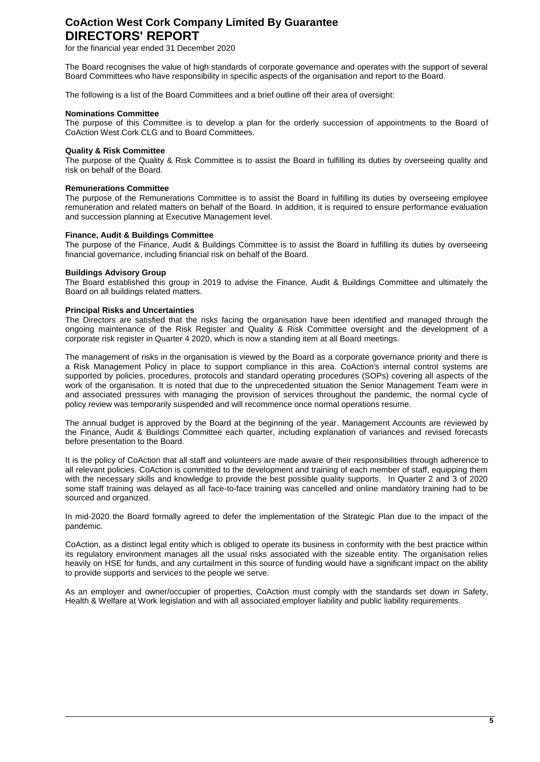# CoAction West Cork Company Limited By Guarantee
# DIRECTORS' REPORT

for the financial year ended 31 December 2020

The Board recognises the value of high standards of corporate governance and operates with the support of several Board Committees who have responsibility in specific aspects of the organisation and report to the Board.

The following is a list of the Board Committees and a brief outline off their area of oversight:

**Nominations Committee**
The purpose of this Committee is to develop a plan for the orderly succession of appointments to the Board of CoAction West Cork CLG and to Board Committees.

**Quality & Risk Committee**
The purpose of the Quality & Risk Committee is to assist the Board in fulfilling its duties by overseeing quality and risk on behalf of the Board.

**Remunerations Committee**
The purpose of the Remunerations Committee is to assist the Board in fulfilling its duties by overseeing employee remuneration and related matters on behalf of the Board. In addition, it is required to ensure performance evaluation and succession planning at Executive Management level.

**Finance, Audit & Buildings Committee**
The purpose of the Finance, Audit & Buildings Committee is to assist the Board in fulfilling its duties by overseeing financial governance, including financial risk on behalf of the Board.

**Buildings Advisory Group**
The Board established this group in 2019 to advise the Finance, Audit & Buildings Committee and ultimately the Board on all buildings related matters.

**Principal Risks and Uncertainties**
The Directors are satisfied that the risks facing the organisation have been identified and managed through the ongoing maintenance of the Risk Register and Quality & Risk Committee oversight and the development of a corporate risk register in Quarter 4 2020, which is now a standing item at all Board meetings.

The management of risks in the organisation is viewed by the Board as a corporate governance priority and there is a Risk Management Policy in place to support compliance in this area. CoAction's internal control systems are supported by policies, procedures, protocols and standard operating procedures (SOPs) covering all aspects of the work of the organisation. It is noted that due to the unprecedented situation the Senior Management Team were in and associated pressures with managing the provision of services throughout the pandemic, the normal cycle of policy review was temporarily suspended and will recommence once normal operations resume.

The annual budget is approved by the Board at the beginning of the year. Management Accounts are reviewed by the Finance, Audit & Buildings Committee each quarter, including explanation of variances and revised forecasts before presentation to the Board.

It is the policy of CoAction that all staff and volunteers are made aware of their responsibilities through adherence to all relevant policies. CoAction is committed to the development and training of each member of staff, equipping them with the necessary skills and knowledge to provide the best possible quality supports. In Quarter 2 and 3 of 2020 some staff training was delayed as all face-to-face training was cancelled and online mandatory training had to be sourced and organized.

In mid-2020 the Board formally agreed to defer the implementation of the Strategic Plan due to the impact of the pandemic.

CoAction, as a distinct legal entity which is obliged to operate its business in conformity with the best practice within its regulatory environment manages all the usual risks associated with the sizeable entity. The organisation relies heavily on HSE for funds, and any curtailment in this source of funding would have a significant impact on the ability to provide supports and services to the people we serve.

As an employer and owner/occupier of properties, CoAction must comply with the standards set down in Safety, Health & Welfare at Work legislation and with all associated employer liability and public liability requirements.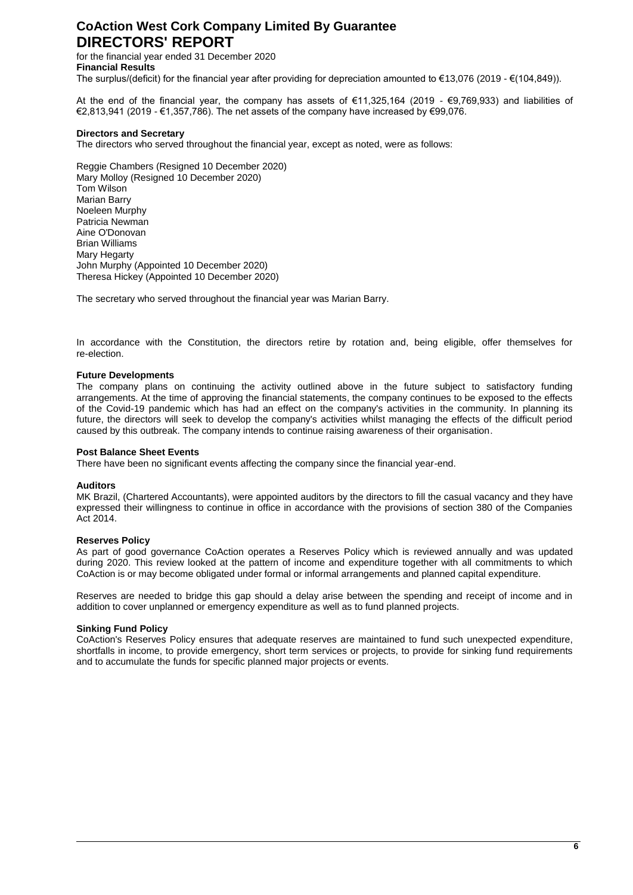# CoAction West Cork Company Limited By Guarantee
# DIRECTORS' REPORT

for the financial year ended 31 December 2020

**Financial Results**

The surplus/(deficit) for the financial year after providing for depreciation amounted to €13,076 (2019 - €(104,849)).

At the end of the financial year, the company has assets of €11,325,164 (2019 - €9,769,933) and liabilities of €2,813,941 (2019 - €1,357,786). The net assets of the company have increased by €99,076.

**Directors and Secretary**

The directors who served throughout the financial year, except as noted, were as follows:

Reggie Chambers (Resigned 10 December 2020)
Mary Molloy (Resigned 10 December 2020)
Tom Wilson
Marian Barry
Noeleen Murphy
Patricia Newman
Aine O'Donovan
Brian Williams
Mary Hegarty
John Murphy (Appointed 10 December 2020)
Theresa Hickey (Appointed 10 December 2020)

The secretary who served throughout the financial year was Marian Barry.

In accordance with the Constitution, the directors retire by rotation and, being eligible, offer themselves for re-election.

**Future Developments**

The company plans on continuing the activity outlined above in the future subject to satisfactory funding arrangements. At the time of approving the financial statements, the company continues to be exposed to the effects of the Covid-19 pandemic which has had an effect on the company's activities in the community. In planning its future, the directors will seek to develop the company's activities whilst managing the effects of the difficult period caused by this outbreak. The company intends to continue raising awareness of their organisation.

**Post Balance Sheet Events**

There have been no significant events affecting the company since the financial year-end.

**Auditors**

MK Brazil, (Chartered Accountants), were appointed auditors by the directors to fill the casual vacancy and they have expressed their willingness to continue in office in accordance with the provisions of section 380 of the Companies Act 2014.

**Reserves Policy**

As part of good governance CoAction operates a Reserves Policy which is reviewed annually and was updated during 2020. This review looked at the pattern of income and expenditure together with all commitments to which CoAction is or may become obligated under formal or informal arrangements and planned capital expenditure.

Reserves are needed to bridge this gap should a delay arise between the spending and receipt of income and in addition to cover unplanned or emergency expenditure as well as to fund planned projects.

**Sinking Fund Policy**

CoAction's Reserves Policy ensures that adequate reserves are maintained to fund such unexpected expenditure, shortfalls in income, to provide emergency, short term services or projects, to provide for sinking fund requirements and to accumulate the funds for specific planned major projects or events.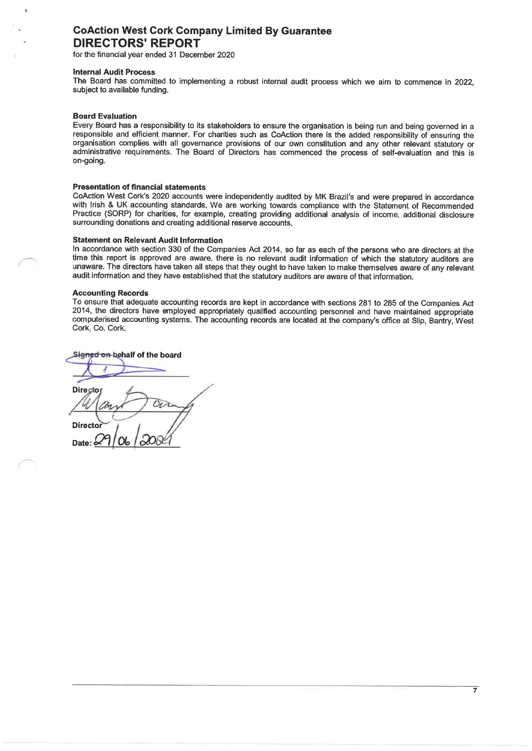# CoAction West Cork Company Limited By Guarantee
## DIRECTORS' REPORT

for the financial year ended 31 December 2020

### Internal Audit Process

The Board has committed to implementing a robust internal audit process which we aim to commence in 2022, subject to available funding.

### Board Evaluation

Every Board has a responsibility to its stakeholders to ensure the organisation is being run and being governed in a responsible and efficient manner. For charities such as CoAction there is the added responsibility of ensuring the organisation complies with all governance provisions of our own constitution and any other relevant statutory or administrative requirements. The Board of Directors has commenced the process of self-evaluation and this is on-going.

### Presentation of financial statements

CoAction West Cork's 2020 accounts were independently audited by MK Brazil's and were prepared in accordance with Irish & UK accounting standards. We are working towards compliance with the Statement of Recommended Practice (SORP) for charities, for example, creating providing additional analysis of income, additional disclosure surrounding donations and creating additional reserve accounts.

### Statement on Relevant Audit Information

In accordance with section 330 of the Companies Act 2014, so far as each of the persons who are directors at the time this report is approved are aware, there is no relevant audit information of which the statutory auditors are unaware. The directors have taken all steps that they ought to have taken to make themselves aware of any relevant audit information and they have established that the statutory auditors are aware of that information.

### Accounting Records

To ensure that adequate accounting records are kept in accordance with sections 281 to 285 of the Companies Act 2014, the directors have employed appropriately qualified accounting personnel and have maintained appropriate computerised accounting systems. The accounting records are located at the company's office at Slip, Bantry, West Cork, Co. Cork.

Signed on behalf of the board

Director

Director

Date: 29/06/2021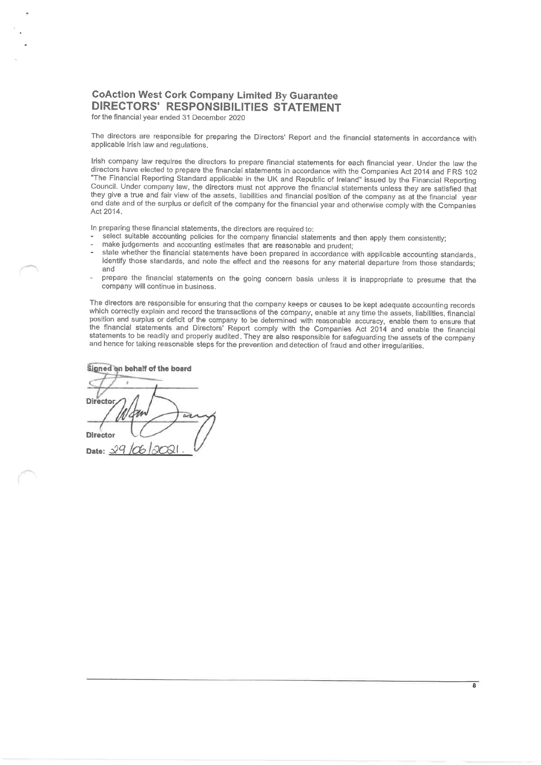# CoAction West Cork Company Limited By Guarantee

## DIRECTORS' RESPONSIBILITIES STATEMENT

for the financial year ended 31 December 2020

The directors are responsible for preparing the Directors' Report and the financial statements in accordance with applicable Irish law and regulations.

Irish company law requires the directors to prepare financial statements for each financial year. Under the law the directors have elected to prepare the financial statements in accordance with the Companies Act 2014 and FRS 102 "The Financial Reporting Standard applicable in the UK and Republic of Ireland" issued by the Financial Reporting Council. Under company law, the directors must not approve the financial statements unless they are satisfied that they give a true and fair view of the assets, liabilities and financial position of the company as at the financial year end date and of the surplus or deficit of the company for the financial year and otherwise comply with the Companies Act 2014.

In preparing these financial statements, the directors are required to:

- select suitable accounting policies for the company financial statements and then apply them consistently;
- make judgements and accounting estimates that are reasonable and prudent;
- state whether the financial statements have been prepared in accordance with applicable accounting standards, identify those standards, and note the effect and the reasons for any material departure from those standards; and
- prepare the financial statements on the going concern basis unless it is inappropriate to presume that the company will continue in business.

The directors are responsible for ensuring that the company keeps or causes to be kept adequate accounting records which correctly explain and record the transactions of the company, enable at any time the assets, liabilities, financial position and surplus or deficit of the company to be determined with reasonable accuracy, enable them to ensure that the financial statements and Directors' Report comply with the Companies Act 2014 and enable the financial statements to be readily and properly audited. They are also responsible for safeguarding the assets of the company and hence for taking reasonable steps for the prevention and detection of fraud and other irregularities.

**Signed on behalf of the board**

Director

Director

Date: 29/06/2021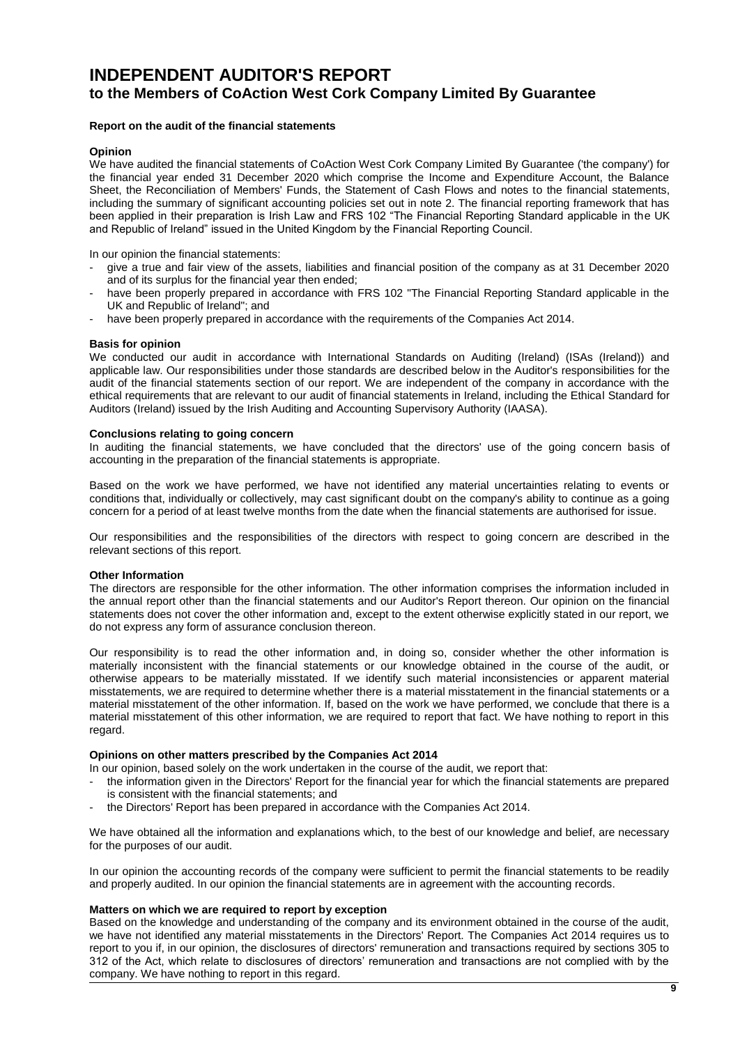# INDEPENDENT AUDITOR'S REPORT
## to the Members of CoAction West Cork Company Limited By Guarantee

**Report on the audit of the financial statements**

**Opinion**

We have audited the financial statements of CoAction West Cork Company Limited By Guarantee ('the company') for the financial year ended 31 December 2020 which comprise the Income and Expenditure Account, the Balance Sheet, the Reconciliation of Members' Funds, the Statement of Cash Flows and notes to the financial statements, including the summary of significant accounting policies set out in note 2. The financial reporting framework that has been applied in their preparation is Irish Law and FRS 102 "The Financial Reporting Standard applicable in the UK and Republic of Ireland" issued in the United Kingdom by the Financial Reporting Council.

In our opinion the financial statements:

- give a true and fair view of the assets, liabilities and financial position of the company as at 31 December 2020 and of its surplus for the financial year then ended;
- have been properly prepared in accordance with FRS 102 "The Financial Reporting Standard applicable in the UK and Republic of Ireland"; and
- have been properly prepared in accordance with the requirements of the Companies Act 2014.

**Basis for opinion**

We conducted our audit in accordance with International Standards on Auditing (Ireland) (ISAs (Ireland)) and applicable law. Our responsibilities under those standards are described below in the Auditor's responsibilities for the audit of the financial statements section of our report. We are independent of the company in accordance with the ethical requirements that are relevant to our audit of financial statements in Ireland, including the Ethical Standard for Auditors (Ireland) issued by the Irish Auditing and Accounting Supervisory Authority (IAASA).

**Conclusions relating to going concern**

In auditing the financial statements, we have concluded that the directors' use of the going concern basis of accounting in the preparation of the financial statements is appropriate.

Based on the work we have performed, we have not identified any material uncertainties relating to events or conditions that, individually or collectively, may cast significant doubt on the company's ability to continue as a going concern for a period of at least twelve months from the date when the financial statements are authorised for issue.

Our responsibilities and the responsibilities of the directors with respect to going concern are described in the relevant sections of this report.

**Other Information**

The directors are responsible for the other information. The other information comprises the information included in the annual report other than the financial statements and our Auditor's Report thereon. Our opinion on the financial statements does not cover the other information and, except to the extent otherwise explicitly stated in our report, we do not express any form of assurance conclusion thereon.

Our responsibility is to read the other information and, in doing so, consider whether the other information is materially inconsistent with the financial statements or our knowledge obtained in the course of the audit, or otherwise appears to be materially misstated. If we identify such material inconsistencies or apparent material misstatements, we are required to determine whether there is a material misstatement in the financial statements or a material misstatement of the other information. If, based on the work we have performed, we conclude that there is a material misstatement of this other information, we are required to report that fact. We have nothing to report in this regard.

**Opinions on other matters prescribed by the Companies Act 2014**

In our opinion, based solely on the work undertaken in the course of the audit, we report that:

- the information given in the Directors' Report for the financial year for which the financial statements are prepared is consistent with the financial statements; and
- the Directors' Report has been prepared in accordance with the Companies Act 2014.

We have obtained all the information and explanations which, to the best of our knowledge and belief, are necessary for the purposes of our audit.

In our opinion the accounting records of the company were sufficient to permit the financial statements to be readily and properly audited. In our opinion the financial statements are in agreement with the accounting records.

**Matters on which we are required to report by exception**

Based on the knowledge and understanding of the company and its environment obtained in the course of the audit, we have not identified any material misstatements in the Directors' Report. The Companies Act 2014 requires us to report to you if, in our opinion, the disclosures of directors' remuneration and transactions required by sections 305 to 312 of the Act, which relate to disclosures of directors' remuneration and transactions are not complied with by the company. We have nothing to report in this regard.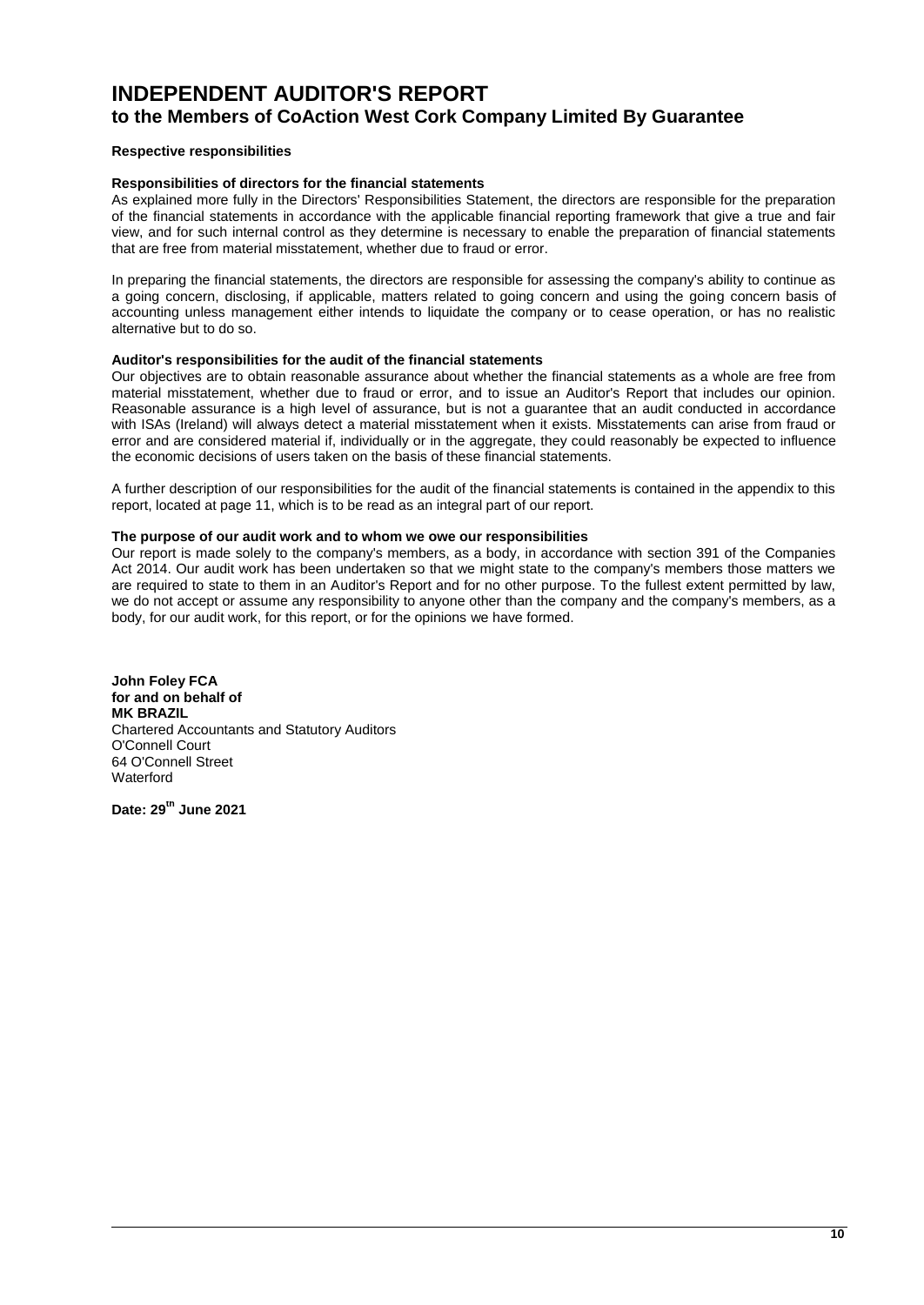# INDEPENDENT AUDITOR'S REPORT
## to the Members of CoAction West Cork Company Limited By Guarantee

**Respective responsibilities**

**Responsibilities of directors for the financial statements**

As explained more fully in the Directors' Responsibilities Statement, the directors are responsible for the preparation of the financial statements in accordance with the applicable financial reporting framework that give a true and fair view, and for such internal control as they determine is necessary to enable the preparation of financial statements that are free from material misstatement, whether due to fraud or error.

In preparing the financial statements, the directors are responsible for assessing the company's ability to continue as a going concern, disclosing, if applicable, matters related to going concern and using the going concern basis of accounting unless management either intends to liquidate the company or to cease operation, or has no realistic alternative but to do so.

**Auditor's responsibilities for the audit of the financial statements**

Our objectives are to obtain reasonable assurance about whether the financial statements as a whole are free from material misstatement, whether due to fraud or error, and to issue an Auditor's Report that includes our opinion. Reasonable assurance is a high level of assurance, but is not a guarantee that an audit conducted in accordance with ISAs (Ireland) will always detect a material misstatement when it exists. Misstatements can arise from fraud or error and are considered material if, individually or in the aggregate, they could reasonably be expected to influence the economic decisions of users taken on the basis of these financial statements.

A further description of our responsibilities for the audit of the financial statements is contained in the appendix to this report, located at page 11, which is to be read as an integral part of our report.

**The purpose of our audit work and to whom we owe our responsibilities**

Our report is made solely to the company's members, as a body, in accordance with section 391 of the Companies Act 2014. Our audit work has been undertaken so that we might state to the company's members those matters we are required to state to them in an Auditor's Report and for no other purpose. To the fullest extent permitted by law, we do not accept or assume any responsibility to anyone other than the company and the company's members, as a body, for our audit work, for this report, or for the opinions we have formed.

**John Foley FCA**
**for and on behalf of**
**MK BRAZIL**
Chartered Accountants and Statutory Auditors
O'Connell Court
64 O'Connell Street
Waterford

**Date: 29th June 2021**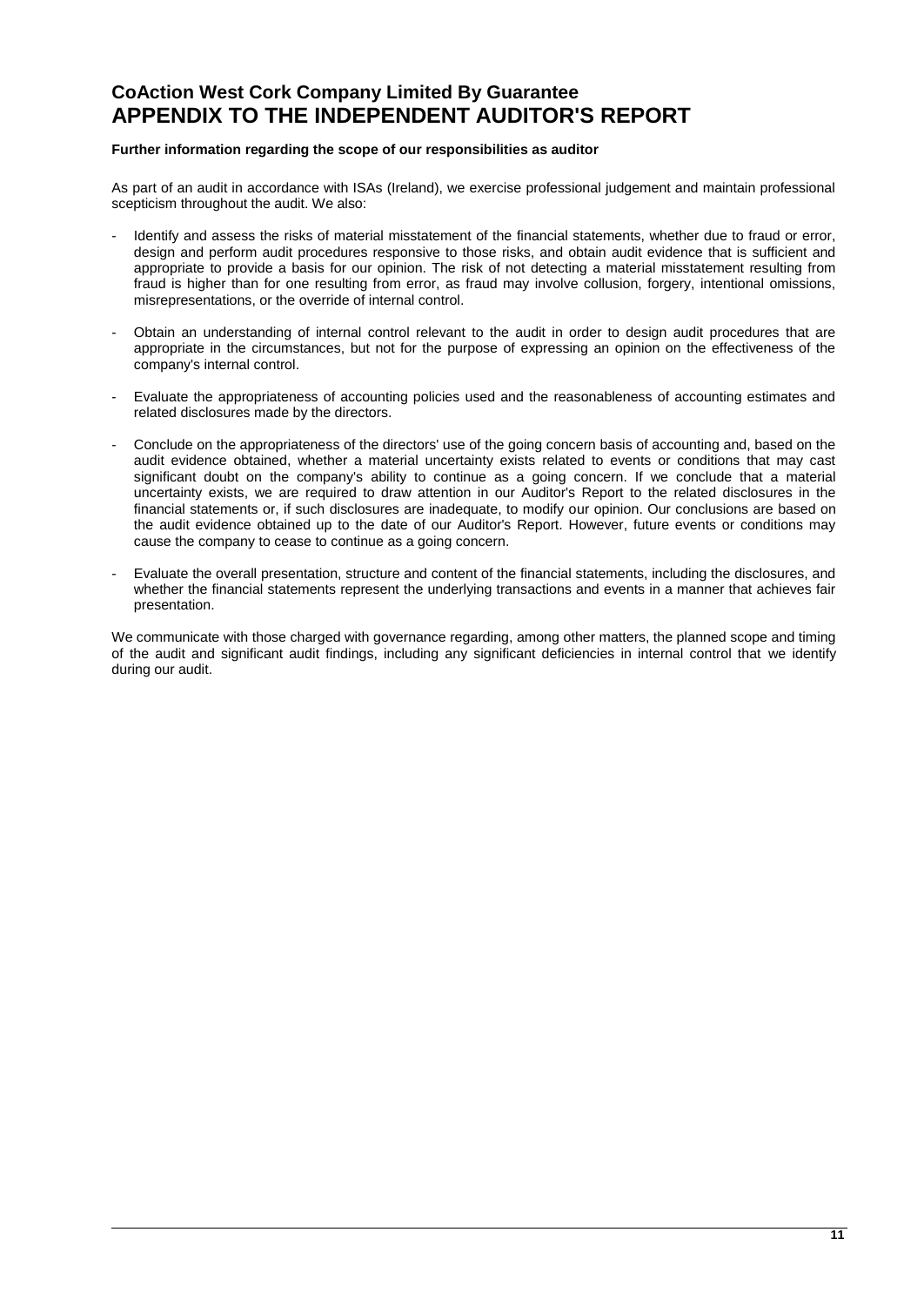# CoAction West Cork Company Limited By Guarantee
# APPENDIX TO THE INDEPENDENT AUDITOR'S REPORT

**Further information regarding the scope of our responsibilities as auditor**

As part of an audit in accordance with ISAs (Ireland), we exercise professional judgement and maintain professional scepticism throughout the audit. We also:

- Identify and assess the risks of material misstatement of the financial statements, whether due to fraud or error, design and perform audit procedures responsive to those risks, and obtain audit evidence that is sufficient and appropriate to provide a basis for our opinion. The risk of not detecting a material misstatement resulting from fraud is higher than for one resulting from error, as fraud may involve collusion, forgery, intentional omissions, misrepresentations, or the override of internal control.

- Obtain an understanding of internal control relevant to the audit in order to design audit procedures that are appropriate in the circumstances, but not for the purpose of expressing an opinion on the effectiveness of the company's internal control.

- Evaluate the appropriateness of accounting policies used and the reasonableness of accounting estimates and related disclosures made by the directors.

- Conclude on the appropriateness of the directors' use of the going concern basis of accounting and, based on the audit evidence obtained, whether a material uncertainty exists related to events or conditions that may cast significant doubt on the company's ability to continue as a going concern. If we conclude that a material uncertainty exists, we are required to draw attention in our Auditor's Report to the related disclosures in the financial statements or, if such disclosures are inadequate, to modify our opinion. Our conclusions are based on the audit evidence obtained up to the date of our Auditor's Report. However, future events or conditions may cause the company to cease to continue as a going concern.

- Evaluate the overall presentation, structure and content of the financial statements, including the disclosures, and whether the financial statements represent the underlying transactions and events in a manner that achieves fair presentation.

We communicate with those charged with governance regarding, among other matters, the planned scope and timing of the audit and significant audit findings, including any significant deficiencies in internal control that we identify during our audit.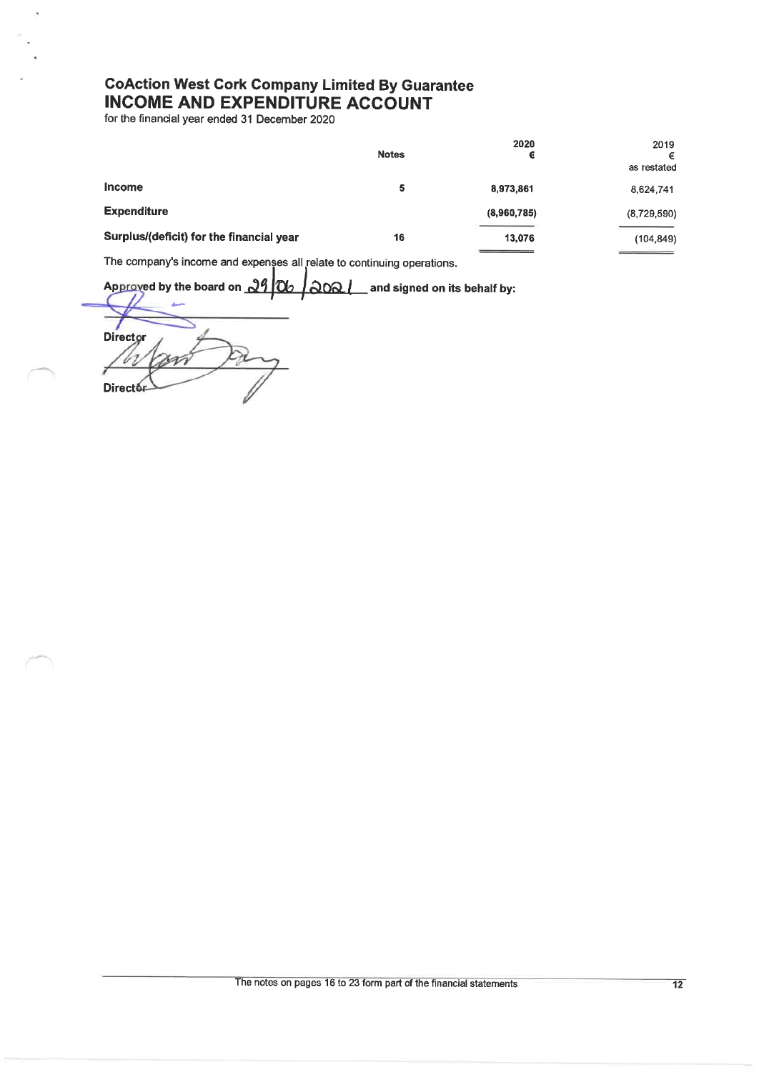# CoAction West Cork Company Limited By Guarantee

## INCOME AND EXPENDITURE ACCOUNT

for the financial year ended 31 December 2020

| | Notes | 2020 € | 2019 € as restated |
|---|---|---|---|
| **Income** | 5 | 8,973,861 | 8,624,741 |
| **Expenditure** | | (8,960,785) | (8,729,590) |
| **Surplus/(deficit) for the financial year** | 16 | 13,076 | (104,849) |

The company's income and expenses all relate to continuing operations.

**Approved by the board on** 29/06/2021 **and signed on its behalf by:**

**Director**

**Director**

The notes on pages 16 to 23 form part of the financial statements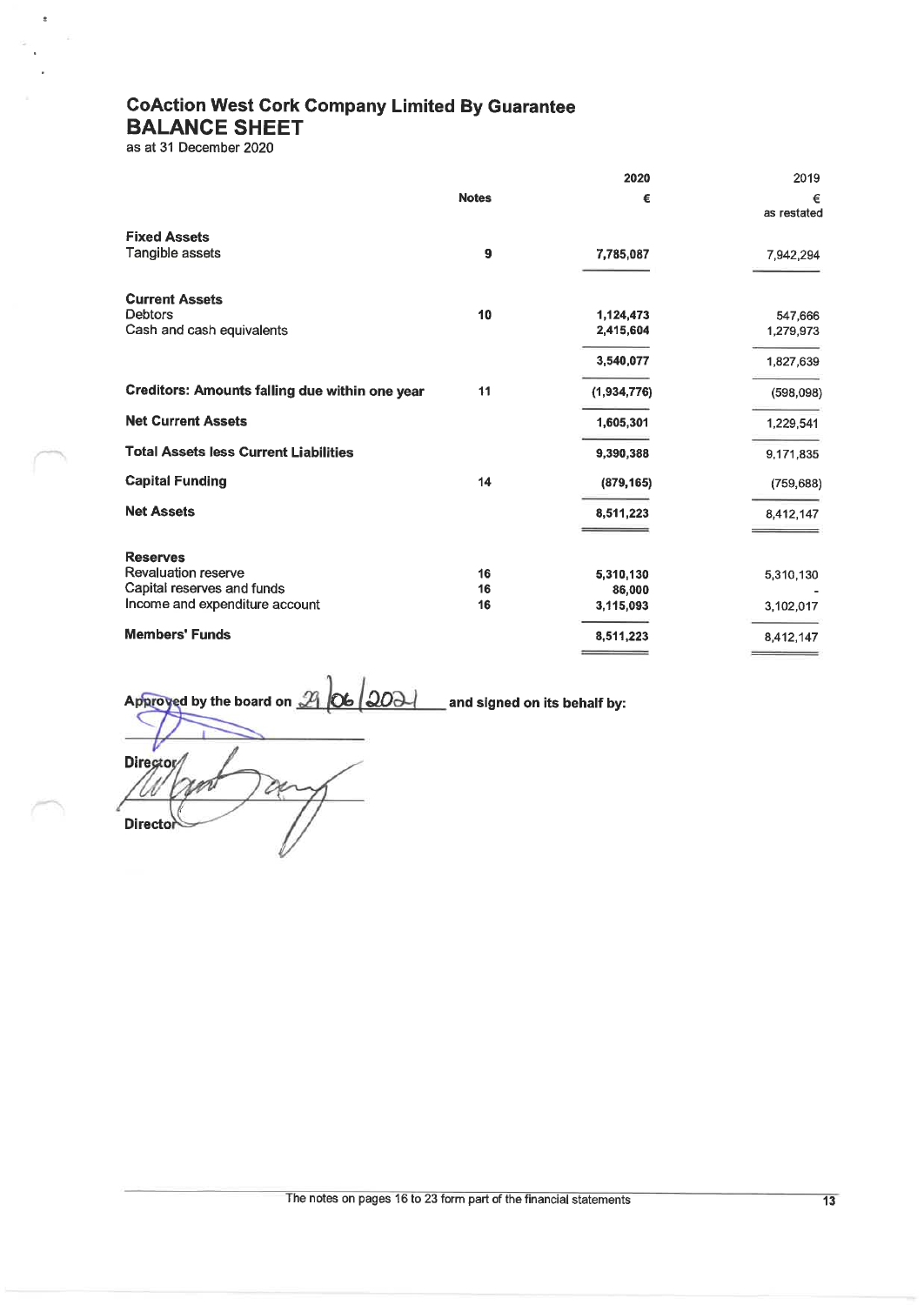# CoAction West Cork Company Limited By Guarantee

## BALANCE SHEET

as at 31 December 2020

| | Notes | 2020 € | 2019 € as restated |
|---|---|---|---|
| **Fixed Assets** | | | |
| Tangible assets | 9 | 7,785,087 | 7,942,294 |
| **Current Assets** | | | |
| Debtors | 10 | 1,124,473 | 547,666 |
| Cash and cash equivalents | | 2,415,604 | 1,279,973 |
| | | 3,540,077 | 1,827,639 |
| **Creditors: Amounts falling due within one year** | 11 | (1,934,776) | (598,098) |
| **Net Current Assets** | | 1,605,301 | 1,229,541 |
| **Total Assets less Current Liabilities** | | 9,390,388 | 9,171,835 |
| **Capital Funding** | 14 | (879,165) | (759,688) |
| **Net Assets** | | 8,511,223 | 8,412,147 |
| **Reserves** | | | |
| Revaluation reserve | 16 | 5,310,130 | 5,310,130 |
| Capital reserves and funds | 16 | 86,000 | - |
| Income and expenditure account | 16 | 3,115,093 | 3,102,017 |
| **Members' Funds** | | 8,511,223 | 8,412,147 |

Approved by the board on 29/06/2021 and signed on its behalf by:

Director

Director

The notes on pages 16 to 23 form part of the financial statements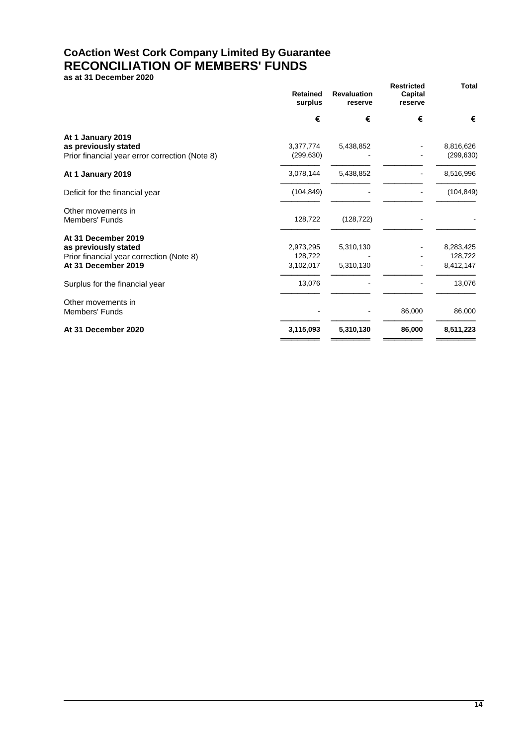# CoAction West Cork Company Limited By Guarantee
## RECONCILIATION OF MEMBERS' FUNDS
**as at 31 December 2020**

| | Retained surplus | Revaluation reserve | Restricted Capital reserve | Total |
|---|---|---|---|---|
| | € | € | € | € |
| **At 1 January 2019** | | | | |
| **as previously stated** | 3,377,774 | 5,438,852 | - | 8,816,626 |
| Prior financial year error correction (Note 8) | (299,630) | - | - | (299,630) |
| **At 1 January 2019** | 3,078,144 | 5,438,852 | - | 8,516,996 |
| Deficit for the financial year | (104,849) | - | - | (104,849) |
| Other movements in Members' Funds | 128,722 | (128,722) | - | - |
| **At 31 December 2019** | | | | |
| **as previously stated** | 2,973,295 | 5,310,130 | - | 8,283,425 |
| Prior financial year correction (Note 8) | 128,722 | - | - | 128,722 |
| **At 31 December 2019** | 3,102,017 | 5,310,130 | - | 8,412,147 |
| Surplus for the financial year | 13,076 | - | - | 13,076 |
| Other movements in Members' Funds | - | - | 86,000 | 86,000 |
| **At 31 December 2020** | **3,115,093** | **5,310,130** | **86,000** | **8,511,223** |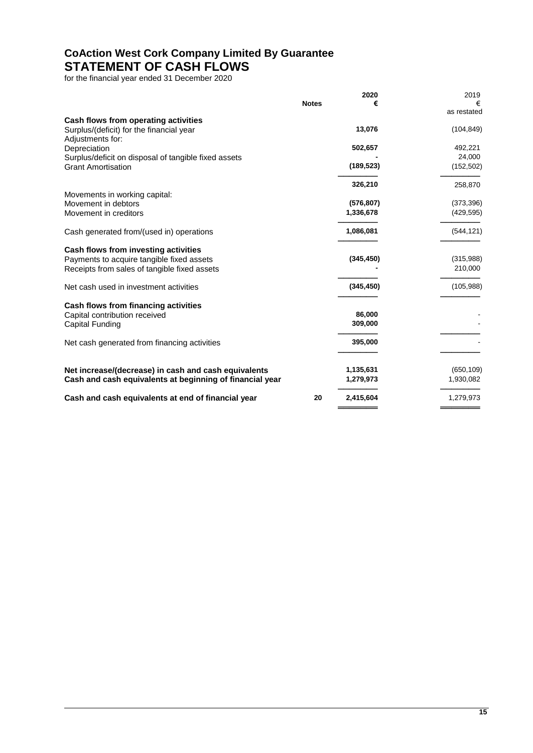# CoAction West Cork Company Limited By Guarantee
# STATEMENT OF CASH FLOWS

for the financial year ended 31 December 2020

| | Notes | 2020 € | 2019 € as restated |
|---|---|---|---|
| **Cash flows from operating activities** | | | |
| Surplus/(deficit) for the financial year | | **13,076** | (104,849) |
| Adjustments for: | | | |
| Depreciation | | **502,657** | 492,221 |
| Surplus/deficit on disposal of tangible fixed assets | | **-** | 24,000 |
| Grant Amortisation | | **(189,523)** | (152,502) |
| | | **326,210** | 258,870 |
| Movements in working capital: | | | |
| Movement in debtors | | **(576,807)** | (373,396) |
| Movement in creditors | | **1,336,678** | (429,595) |
| Cash generated from/(used in) operations | | **1,086,081** | (544,121) |
| **Cash flows from investing activities** | | | |
| Payments to acquire tangible fixed assets | | **(345,450)** | (315,988) |
| Receipts from sales of tangible fixed assets | | **-** | 210,000 |
| Net cash used in investment activities | | **(345,450)** | (105,988) |
| **Cash flows from financing activities** | | | |
| Capital contribution received | | **86,000** | - |
| Capital Funding | | **309,000** | - |
| Net cash generated from financing activities | | **395,000** | - |
| **Net increase/(decrease) in cash and cash equivalents** | | **1,135,631** | (650,109) |
| **Cash and cash equivalents at beginning of financial year** | | **1,279,973** | 1,930,082 |
| **Cash and cash equivalents at end of financial year** | **20** | **2,415,604** | 1,279,973 |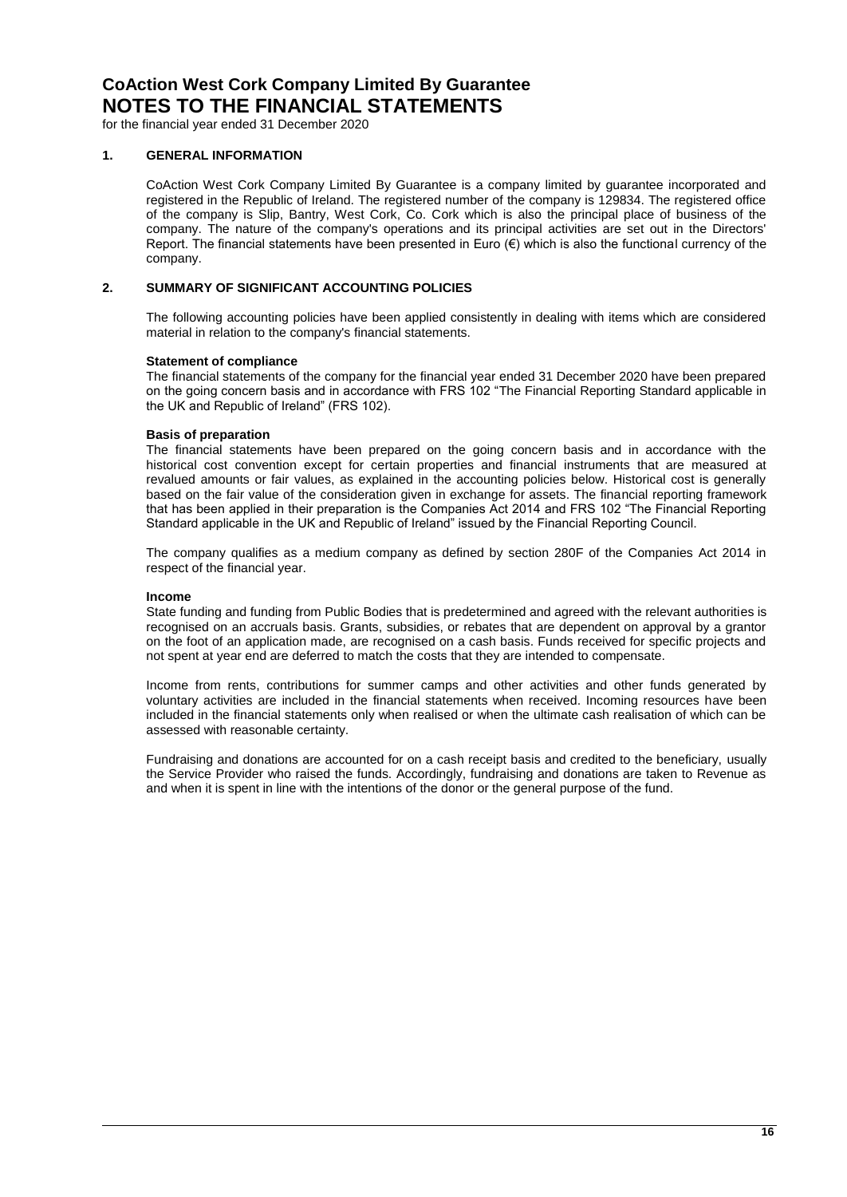# CoAction West Cork Company Limited By Guarantee
# NOTES TO THE FINANCIAL STATEMENTS

for the financial year ended 31 December 2020

## 1. GENERAL INFORMATION

CoAction West Cork Company Limited By Guarantee is a company limited by guarantee incorporated and registered in the Republic of Ireland. The registered number of the company is 129834. The registered office of the company is Slip, Bantry, West Cork, Co. Cork which is also the principal place of business of the company. The nature of the company's operations and its principal activities are set out in the Directors' Report. The financial statements have been presented in Euro (€) which is also the functional currency of the company.

## 2. SUMMARY OF SIGNIFICANT ACCOUNTING POLICIES

The following accounting policies have been applied consistently in dealing with items which are considered material in relation to the company's financial statements.

**Statement of compliance**

The financial statements of the company for the financial year ended 31 December 2020 have been prepared on the going concern basis and in accordance with FRS 102 "The Financial Reporting Standard applicable in the UK and Republic of Ireland" (FRS 102).

**Basis of preparation**

The financial statements have been prepared on the going concern basis and in accordance with the historical cost convention except for certain properties and financial instruments that are measured at revalued amounts or fair values, as explained in the accounting policies below. Historical cost is generally based on the fair value of the consideration given in exchange for assets. The financial reporting framework that has been applied in their preparation is the Companies Act 2014 and FRS 102 "The Financial Reporting Standard applicable in the UK and Republic of Ireland" issued by the Financial Reporting Council.

The company qualifies as a medium company as defined by section 280F of the Companies Act 2014 in respect of the financial year.

**Income**

State funding and funding from Public Bodies that is predetermined and agreed with the relevant authorities is recognised on an accruals basis. Grants, subsidies, or rebates that are dependent on approval by a grantor on the foot of an application made, are recognised on a cash basis. Funds received for specific projects and not spent at year end are deferred to match the costs that they are intended to compensate.

Income from rents, contributions for summer camps and other activities and other funds generated by voluntary activities are included in the financial statements when received. Incoming resources have been included in the financial statements only when realised or when the ultimate cash realisation of which can be assessed with reasonable certainty.

Fundraising and donations are accounted for on a cash receipt basis and credited to the beneficiary, usually the Service Provider who raised the funds. Accordingly, fundraising and donations are taken to Revenue as and when it is spent in line with the intentions of the donor or the general purpose of the fund.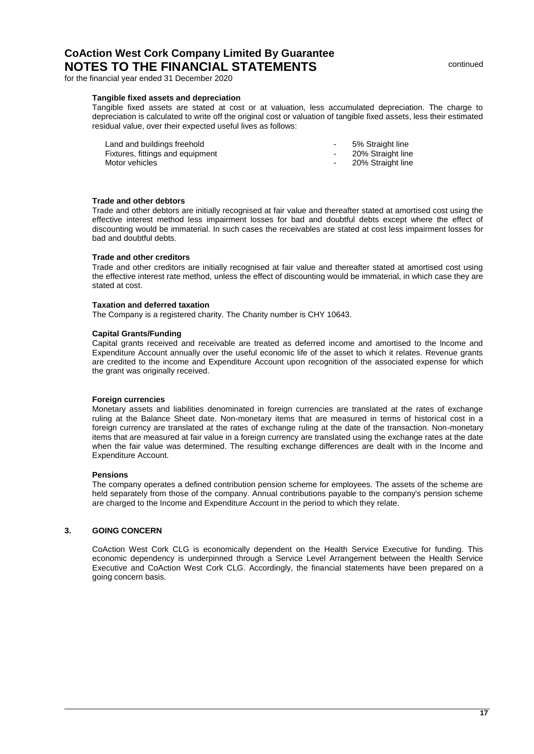# CoAction West Cork Company Limited By Guarantee
## NOTES TO THE FINANCIAL STATEMENTS

continued

for the financial year ended 31 December 2020

**Tangible fixed assets and depreciation**

Tangible fixed assets are stated at cost or at valuation, less accumulated depreciation. The charge to depreciation is calculated to write off the original cost or valuation of tangible fixed assets, less their estimated residual value, over their expected useful lives as follows:

| | | |
|---|---|---|
| Land and buildings freehold | - | 5% Straight line |
| Fixtures, fittings and equipment | - | 20% Straight line |
| Motor vehicles | - | 20% Straight line |

**Trade and other debtors**

Trade and other debtors are initially recognised at fair value and thereafter stated at amortised cost using the effective interest method less impairment losses for bad and doubtful debts except where the effect of discounting would be immaterial. In such cases the receivables are stated at cost less impairment losses for bad and doubtful debts.

**Trade and other creditors**

Trade and other creditors are initially recognised at fair value and thereafter stated at amortised cost using the effective interest rate method, unless the effect of discounting would be immaterial, in which case they are stated at cost.

**Taxation and deferred taxation**

The Company is a registered charity. The Charity number is CHY 10643.

**Capital Grants/Funding**

Capital grants received and receivable are treated as deferred income and amortised to the lncome and Expenditure Account annually over the useful economic life of the asset to which it relates. Revenue grants are credited to the income and Expenditure Account upon recognition of the associated expense for which the grant was originally received.

**Foreign currencies**

Monetary assets and liabilities denominated in foreign currencies are translated at the rates of exchange ruling at the Balance Sheet date. Non-monetary items that are measured in terms of historical cost in a foreign currency are translated at the rates of exchange ruling at the date of the transaction. Non-monetary items that are measured at fair value in a foreign currency are translated using the exchange rates at the date when the fair value was determined. The resulting exchange differences are dealt with in the Income and Expenditure Account.

**Pensions**

The company operates a defined contribution pension scheme for employees. The assets of the scheme are held separately from those of the company. Annual contributions payable to the company's pension scheme are charged to the Income and Expenditure Account in the period to which they relate.

### 3. GOING CONCERN

CoAction West Cork CLG is economically dependent on the Health Service Executive for funding. This economic dependency is underpinned through a Service Level Arrangement between the Health Service Executive and CoAction West Cork CLG. Accordingly, the financial statements have been prepared on a going concern basis.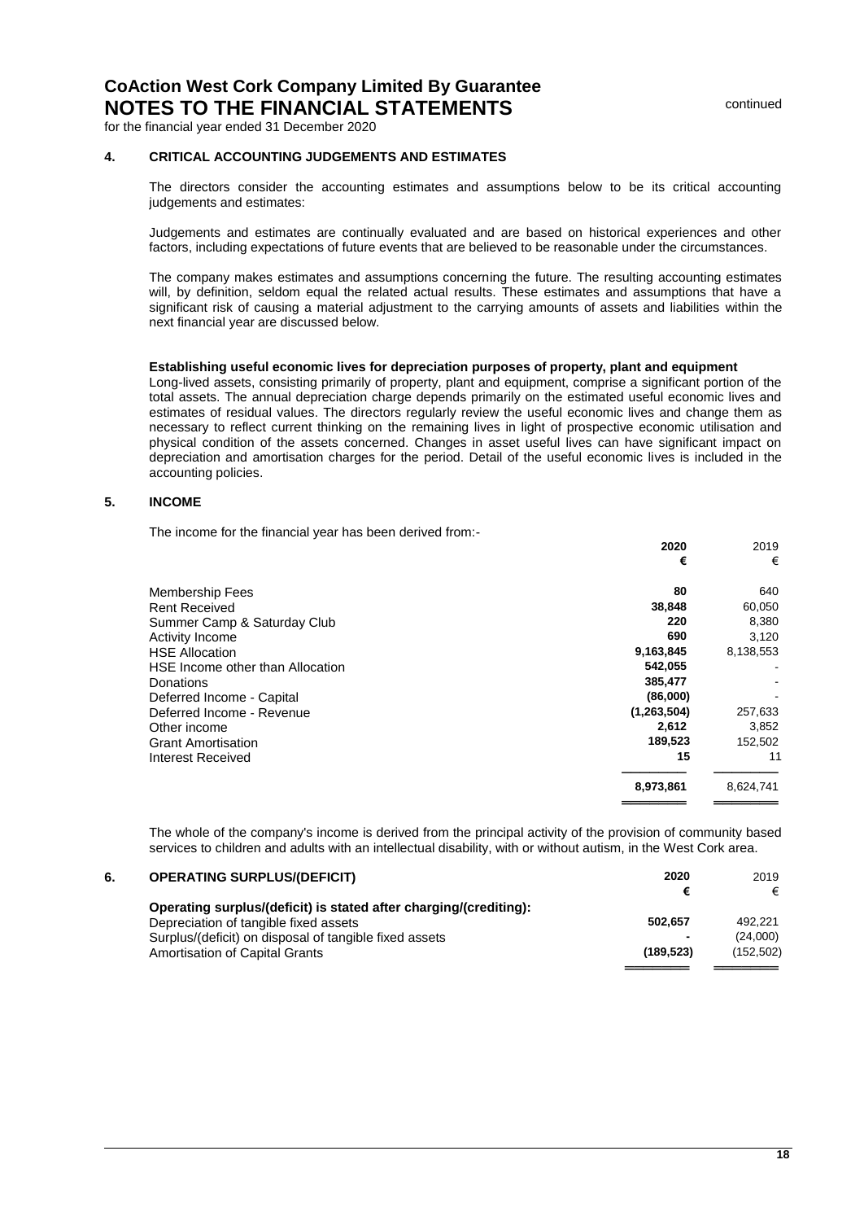# CoAction West Cork Company Limited By Guarantee
# NOTES TO THE FINANCIAL STATEMENTS

continued

for the financial year ended 31 December 2020

## 4. CRITICAL ACCOUNTING JUDGEMENTS AND ESTIMATES

The directors consider the accounting estimates and assumptions below to be its critical accounting judgements and estimates:

Judgements and estimates are continually evaluated and are based on historical experiences and other factors, including expectations of future events that are believed to be reasonable under the circumstances.

The company makes estimates and assumptions concerning the future. The resulting accounting estimates will, by definition, seldom equal the related actual results. These estimates and assumptions that have a significant risk of causing a material adjustment to the carrying amounts of assets and liabilities within the next financial year are discussed below.

**Establishing useful economic lives for depreciation purposes of property, plant and equipment**

Long-lived assets, consisting primarily of property, plant and equipment, comprise a significant portion of the total assets. The annual depreciation charge depends primarily on the estimated useful economic lives and estimates of residual values. The directors regularly review the useful economic lives and change them as necessary to reflect current thinking on the remaining lives in light of prospective economic utilisation and physical condition of the assets concerned. Changes in asset useful lives can have significant impact on depreciation and amortisation charges for the period. Detail of the useful economic lives is included in the accounting policies.

## 5. INCOME

The income for the financial year has been derived from:-

| | 2020 | 2019 |
|---|---|---|
| | € | € |
| Membership Fees | 80 | 640 |
| Rent Received | 38,848 | 60,050 |
| Summer Camp & Saturday Club | 220 | 8,380 |
| Activity Income | 690 | 3,120 |
| HSE Allocation | 9,163,845 | 8,138,553 |
| HSE Income other than Allocation | 542,055 | - |
| Donations | 385,477 | - |
| Deferred Income - Capital | (86,000) | - |
| Deferred Income - Revenue | (1,263,504) | 257,633 |
| Other income | 2,612 | 3,852 |
| Grant Amortisation | 189,523 | 152,502 |
| Interest Received | 15 | 11 |
| | 8,973,861 | 8,624,741 |

The whole of the company's income is derived from the principal activity of the provision of community based services to children and adults with an intellectual disability, with or without autism, in the West Cork area.

## 6. OPERATING SURPLUS/(DEFICIT)

| | 2020 | 2019 |
|---|---|---|
| | € | € |
| **Operating surplus/(deficit) is stated after charging/(crediting):** | | |
| Depreciation of tangible fixed assets | 502,657 | 492,221 |
| Surplus/(deficit) on disposal of tangible fixed assets | - | (24,000) |
| Amortisation of Capital Grants | (189,523) | (152,502) |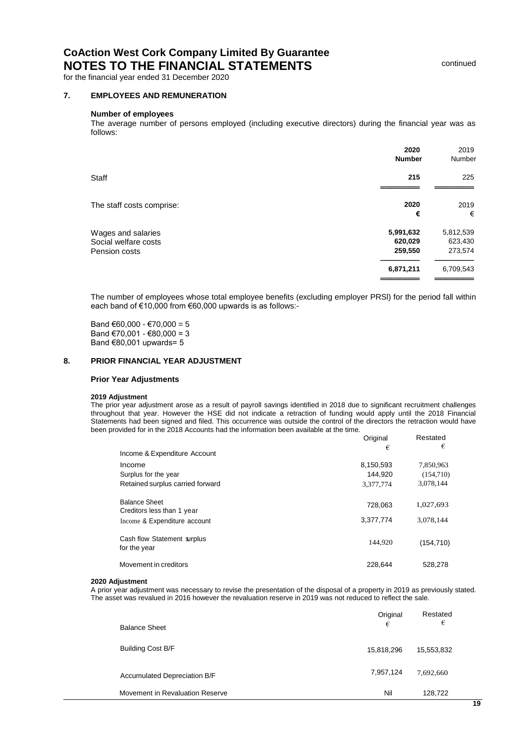# CoAction West Cork Company Limited By Guarantee
## NOTES TO THE FINANCIAL STATEMENTS

continued

for the financial year ended 31 December 2020

### 7. EMPLOYEES AND REMUNERATION

**Number of employees**

The average number of persons employed (including executive directors) during the financial year was as follows:

| | 2020 Number | 2019 Number |
|---|---|---|
| Staff | **215** | 225 |

| The staff costs comprise: | 2020 € | 2019 € |
|---|---|---|
| Wages and salaries | **5,991,632** | 5,812,539 |
| Social welfare costs | **620,029** | 623,430 |
| Pension costs | **259,550** | 273,574 |
| | **6,871,211** | 6,709,543 |

The number of employees whose total employee benefits (excluding employer PRSI) for the period fall within each band of €10,000 from €60,000 upwards is as follows:-

Band €60,000 - €70,000 = 5
Band €70,001 - €80,000 = 3
Band €80,001 upwards= 5

### 8. PRIOR FINANCIAL YEAR ADJUSTMENT

**Prior Year Adjustments**

**2019 Adjustment**

The prior year adjustment arose as a result of payroll savings identified in 2018 due to significant recruitment challenges throughout that year. However the HSE did not indicate a retraction of funding would apply until the 2018 Financial Statements had been signed and filed. This occurrence was outside the control of the directors the retraction would have been provided for in the 2018 Accounts had the information been available at the time.

| | Original € | Restated € |
|---|---|---|
| Income & Expenditure Account | | |
| Income | 8,150,593 | 7,850,963 |
| Surplus for the year | 144,920 | (154,710) |
| Retained surplus carried forward | 3,377,774 | 3,078,144 |
| Balance Sheet<br>Creditors less than 1 year | 728,063 | 1,027,693 |
| Income & Expenditure account | 3,377,774 | 3,078,144 |
| Cash flow Statement surplus for the year | 144,920 | (154,710) |
| Movement in creditors | 228,644 | 528,278 |

**2020 Adjustment**

A prior year adjustment was necessary to revise the presentation of the disposal of a property in 2019 as previously stated. The asset was revalued in 2016 however the revaluation reserve in 2019 was not reduced to reflect the sale.

| Balance Sheet | Original € | Restated € |
|---|---|---|
| Building Cost B/F | 15,818,296 | 15,553,832 |
| Accumulated Depreciation B/F | 7,957,124 | 7,692,660 |
| Movement in Revaluation Reserve | Nil | 128,722 |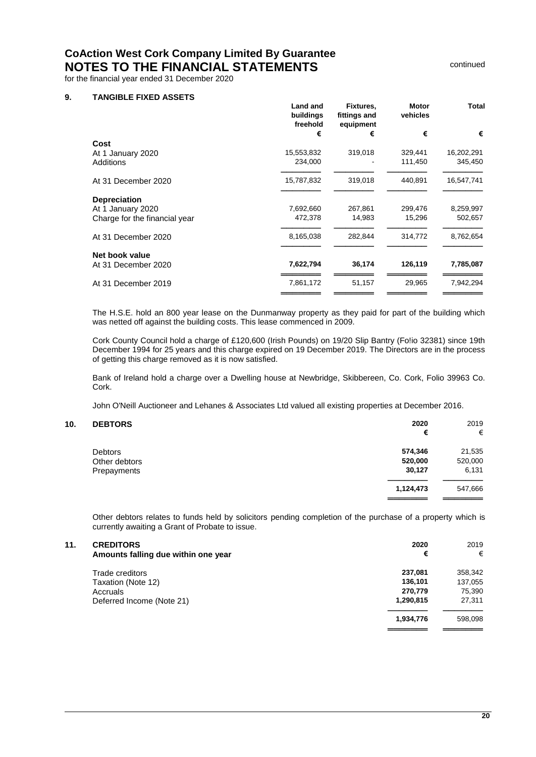# CoAction West Cork Company Limited By Guarantee
## NOTES TO THE FINANCIAL STATEMENTS

continued

for the financial year ended 31 December 2020

### 9. TANGIBLE FIXED ASSETS

| | Land and buildings freehold | Fixtures, fittings and equipment | Motor vehicles | Total |
|---|---|---|---|---|
| | € | € | € | € |
| **Cost** | | | | |
| At 1 January 2020 | 15,553,832 | 319,018 | 329,441 | 16,202,291 |
| Additions | 234,000 | - | 111,450 | 345,450 |
| At 31 December 2020 | 15,787,832 | 319,018 | 440,891 | 16,547,741 |
| **Depreciation** | | | | |
| At 1 January 2020 | 7,692,660 | 267,861 | 299,476 | 8,259,997 |
| Charge for the financial year | 472,378 | 14,983 | 15,296 | 502,657 |
| At 31 December 2020 | 8,165,038 | 282,844 | 314,772 | 8,762,654 |
| **Net book value** | | | | |
| At 31 December 2020 | **7,622,794** | **36,174** | **126,119** | **7,785,087** |
| At 31 December 2019 | 7,861,172 | 51,157 | 29,965 | 7,942,294 |

The H.S.E. hold an 800 year lease on the Dunmanway property as they paid for part of the building which was netted off against the building costs. This lease commenced in 2009.

Cork County Council hold a charge of £120,600 (Irish Pounds) on 19/20 Slip Bantry (Fo!io 32381) since 19th December 1994 for 25 years and this charge expired on 19 December 2019. The Directors are in the process of getting this charge removed as it is now satisfied.

Bank of Ireland hold a charge over a Dwelling house at Newbridge, Skibbereen, Co. Cork, Folio 39963 Co. Cork.

John O'Neill Auctioneer and Lehanes & Associates Ltd valued all existing properties at December 2016.

### 10. DEBTORS

| | 2020 | 2019 |
|---|---|---|
| | € | € |
| Debtors | **574,346** | 21,535 |
| Other debtors | **520,000** | 520,000 |
| Prepayments | **30,127** | 6,131 |
| | **1,124,473** | 547,666 |

Other debtors relates to funds held by solicitors pending completion of the purchase of a property which is currently awaiting a Grant of Probate to issue.

### 11. CREDITORS
**Amounts falling due within one year**

| | 2020 | 2019 |
|---|---|---|
| | € | € |
| Trade creditors | **237,081** | 358,342 |
| Taxation (Note 12) | **136,101** | 137,055 |
| Accruals | **270,779** | 75,390 |
| Deferred Income (Note 21) | **1,290,815** | 27,311 |
| | **1,934,776** | 598,098 |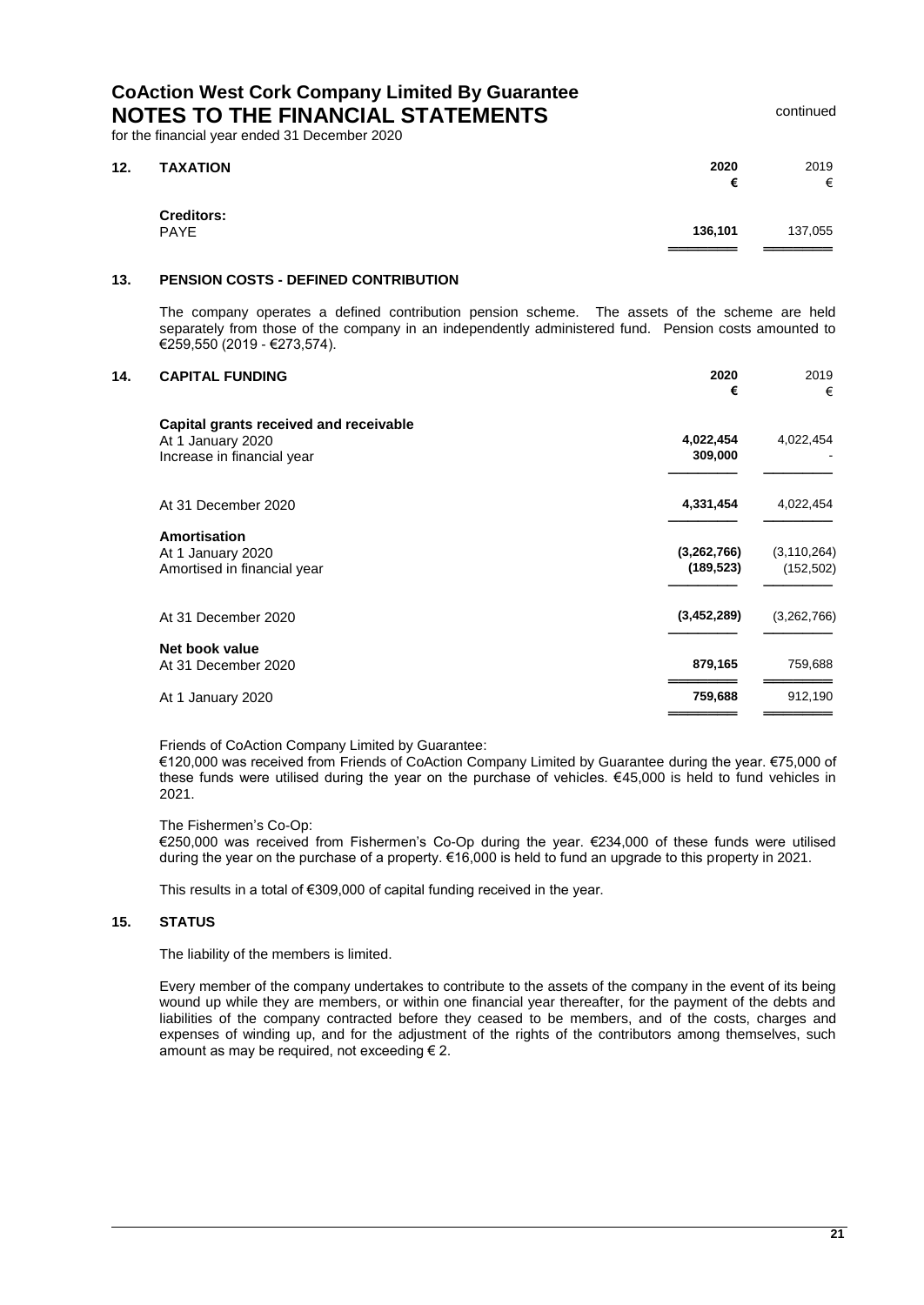# CoAction West Cork Company Limited By Guarantee
## NOTES TO THE FINANCIAL STATEMENTS

continued

for the financial year ended 31 December 2020

### 12. TAXATION

| | 2020 € | 2019 € |
|---|---|---|
| **Creditors:** | | |
| PAYE | **136,101** | 137,055 |

### 13. PENSION COSTS - DEFINED CONTRIBUTION

The company operates a defined contribution pension scheme. The assets of the scheme are held separately from those of the company in an independently administered fund. Pension costs amounted to €259,550 (2019 - €273,574).

### 14. CAPITAL FUNDING

| | 2020 € | 2019 € |
|---|---|---|
| **Capital grants received and receivable** | | |
| At 1 January 2020 | **4,022,454** | 4,022,454 |
| Increase in financial year | **309,000** | - |
| At 31 December 2020 | **4,331,454** | 4,022,454 |
| **Amortisation** | | |
| At 1 January 2020 | **(3,262,766)** | (3,110,264) |
| Amortised in financial year | **(189,523)** | (152,502) |
| At 31 December 2020 | **(3,452,289)** | (3,262,766) |
| **Net book value** | | |
| At 31 December 2020 | **879,165** | 759,688 |
| At 1 January 2020 | **759,688** | 912,190 |

Friends of CoAction Company Limited by Guarantee:
€120,000 was received from Friends of CoAction Company Limited by Guarantee during the year. €75,000 of these funds were utilised during the year on the purchase of vehicles. €45,000 is held to fund vehicles in 2021.

The Fishermen's Co-Op:
€250,000 was received from Fishermen's Co-Op during the year. €234,000 of these funds were utilised during the year on the purchase of a property. €16,000 is held to fund an upgrade to this property in 2021.

This results in a total of €309,000 of capital funding received in the year.

### 15. STATUS

The liability of the members is limited.

Every member of the company undertakes to contribute to the assets of the company in the event of its being wound up while they are members, or within one financial year thereafter, for the payment of the debts and liabilities of the company contracted before they ceased to be members, and of the costs, charges and expenses of winding up, and for the adjustment of the rights of the contributors among themselves, such amount as may be required, not exceeding € 2.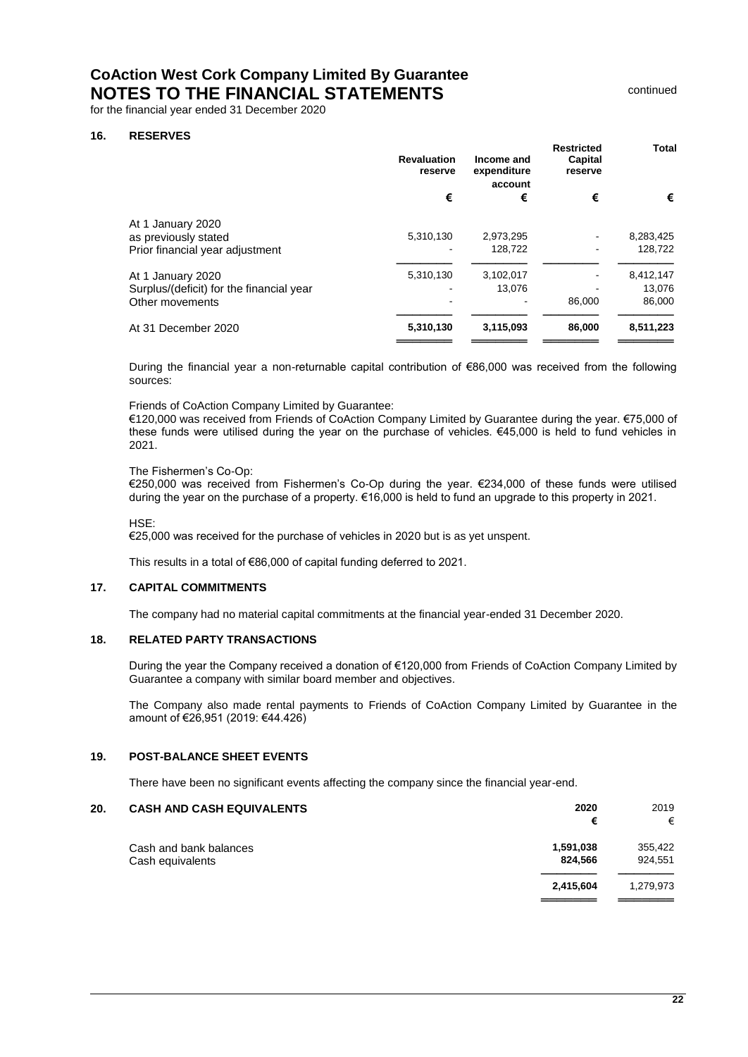# CoAction West Cork Company Limited By Guarantee
# NOTES TO THE FINANCIAL STATEMENTS

continued

for the financial year ended 31 December 2020

## 16. RESERVES

| | Revaluation reserve | Income and expenditure account | Restricted Capital reserve | Total |
|---|---|---|---|---|
| | € | € | € | € |
| At 1 January 2020 | | | | |
| as previously stated | 5,310,130 | 2,973,295 | - | 8,283,425 |
| Prior financial year adjustment | - | 128,722 | - | 128,722 |
| At 1 January 2020 | 5,310,130 | 3,102,017 | - | 8,412,147 |
| Surplus/(deficit) for the financial year | - | 13,076 | - | 13,076 |
| Other movements | - | - | 86,000 | 86,000 |
| At 31 December 2020 | **5,310,130** | **3,115,093** | **86,000** | **8,511,223** |

During the financial year a non-returnable capital contribution of €86,000 was received from the following sources:

Friends of CoAction Company Limited by Guarantee:
€120,000 was received from Friends of CoAction Company Limited by Guarantee during the year. €75,000 of these funds were utilised during the year on the purchase of vehicles. €45,000 is held to fund vehicles in 2021.

The Fishermen's Co-Op:
€250,000 was received from Fishermen's Co-Op during the year. €234,000 of these funds were utilised during the year on the purchase of a property. €16,000 is held to fund an upgrade to this property in 2021.

HSE:
€25,000 was received for the purchase of vehicles in 2020 but is as yet unspent.

This results in a total of €86,000 of capital funding deferred to 2021.

## 17. CAPITAL COMMITMENTS

The company had no material capital commitments at the financial year-ended 31 December 2020.

## 18. RELATED PARTY TRANSACTIONS

During the year the Company received a donation of €120,000 from Friends of CoAction Company Limited by Guarantee a company with similar board member and objectives.

The Company also made rental payments to Friends of CoAction Company Limited by Guarantee in the amount of €26,951 (2019: €44.426)

## 19. POST-BALANCE SHEET EVENTS

There have been no significant events affecting the company since the financial year-end.

## 20. CASH AND CASH EQUIVALENTS

| | 2020 | 2019 |
|---|---|---|
| | € | € |
| Cash and bank balances | **1,591,038** | 355,422 |
| Cash equivalents | **824,566** | 924,551 |
| | **2,415,604** | 1,279,973 |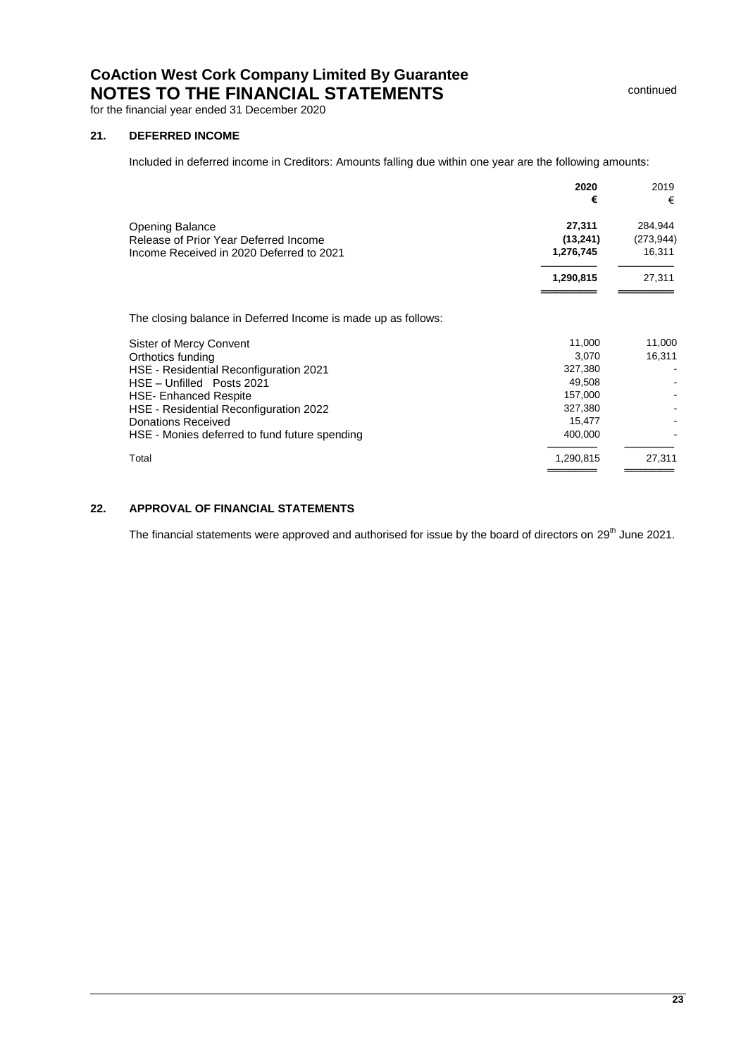**CoAction West Cork Company Limited By Guarantee**
**NOTES TO THE FINANCIAL STATEMENTS** continued

for the financial year ended 31 December 2020

## 21. DEFERRED INCOME

Included in deferred income in Creditors: Amounts falling due within one year are the following amounts:

| | 2020 € | 2019 € |
|---|---|---|
| Opening Balance | **27,311** | 284,944 |
| Release of Prior Year Deferred Income | **(13,241)** | (273,944) |
| Income Received in 2020 Deferred to 2021 | **1,276,745** | 16,311 |
| | **1,290,815** | 27,311 |

The closing balance in Deferred Income is made up as follows:

| | 2020 | 2019 |
|---|---|---|
| Sister of Mercy Convent | 11,000 | 11,000 |
| Orthotics funding | 3,070 | 16,311 |
| HSE - Residential Reconfiguration 2021 | 327,380 | - |
| HSE – Unfilled Posts 2021 | 49,508 | - |
| HSE- Enhanced Respite | 157,000 | - |
| HSE - Residential Reconfiguration 2022 | 327,380 | - |
| Donations Received | 15,477 | - |
| HSE - Monies deferred to fund future spending | 400,000 | - |
| Total | 1,290,815 | 27,311 |

## 22. APPROVAL OF FINANCIAL STATEMENTS

The financial statements were approved and authorised for issue by the board of directors on 29th June 2021.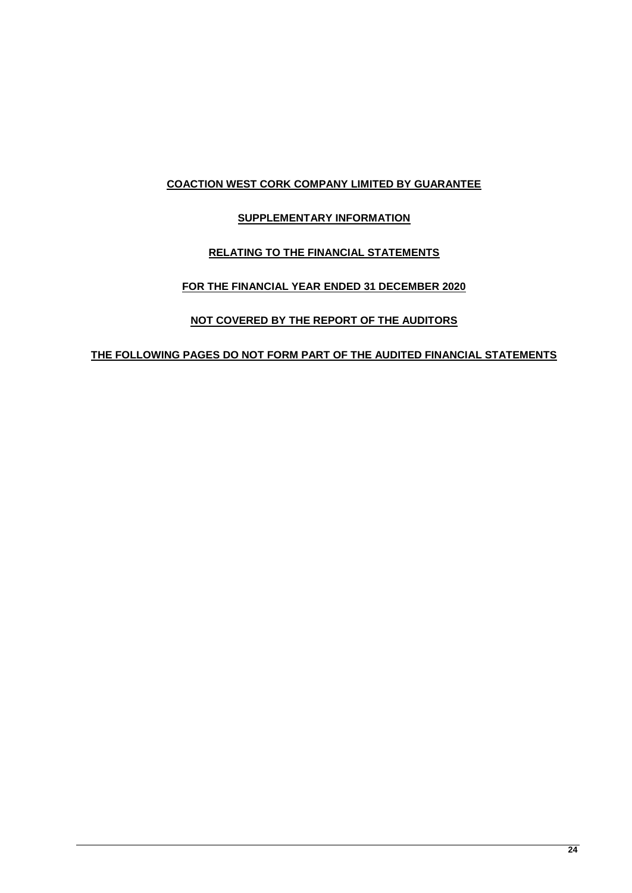**COACTION WEST CORK COMPANY LIMITED BY GUARANTEE**

**SUPPLEMENTARY INFORMATION**

**RELATING TO THE FINANCIAL STATEMENTS**

**FOR THE FINANCIAL YEAR ENDED 31 DECEMBER 2020**

**NOT COVERED BY THE REPORT OF THE AUDITORS**

**THE FOLLOWING PAGES DO NOT FORM PART OF THE AUDITED FINANCIAL STATEMENTS**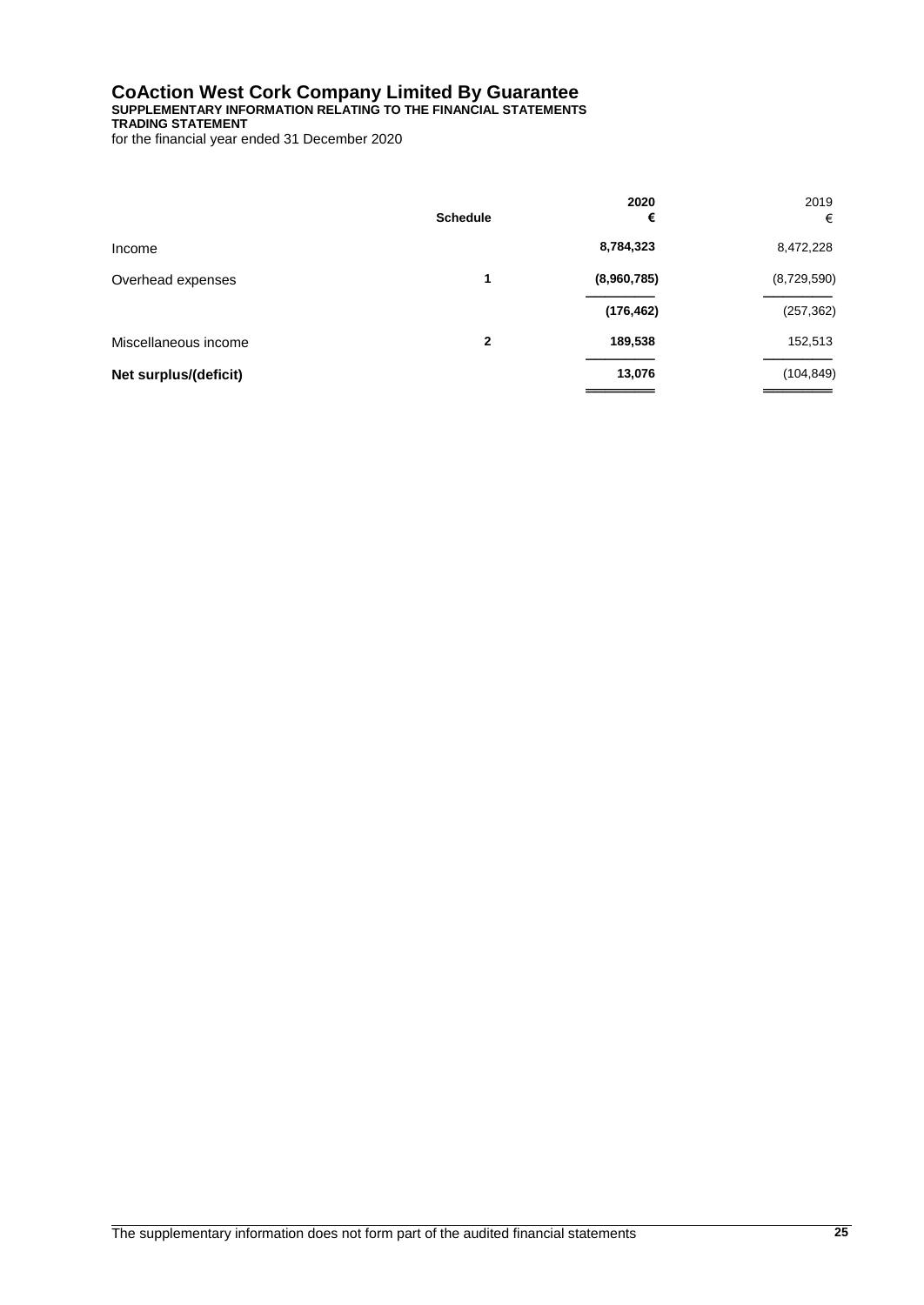# CoAction West Cork Company Limited By Guarantee

**SUPPLEMENTARY INFORMATION RELATING TO THE FINANCIAL STATEMENTS**

**TRADING STATEMENT**

for the financial year ended 31 December 2020

| | Schedule | 2020 € | 2019 € |
|---|---|---|---|
| Income | | **8,784,323** | 8,472,228 |
| Overhead expenses | 1 | **(8,960,785)** | (8,729,590) |
| | | **(176,462)** | (257,362) |
| Miscellaneous income | 2 | **189,538** | 152,513 |
| **Net surplus/(deficit)** | | **13,076** | (104,849) |

The supplementary information does not form part of the audited financial statements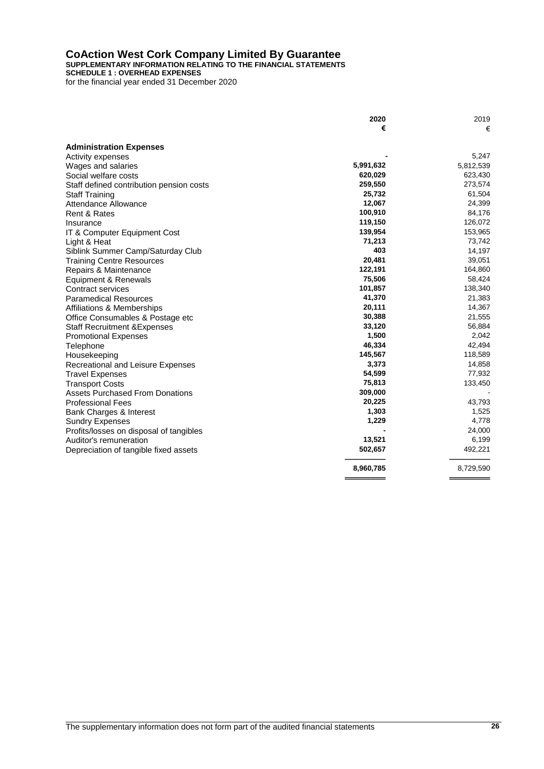# CoAction West Cork Company Limited By Guarantee

**SUPPLEMENTARY INFORMATION RELATING TO THE FINANCIAL STATEMENTS**

**SCHEDULE 1 : OVERHEAD EXPENSES**

for the financial year ended 31 December 2020

| | **2020** | 2019 |
|---|---|---|
| | **€** | € |
| **Administration Expenses** | | |
| Activity expenses | **-** | 5,247 |
| Wages and salaries | **5,991,632** | 5,812,539 |
| Social welfare costs | **620,029** | 623,430 |
| Staff defined contribution pension costs | **259,550** | 273,574 |
| Staff Training | **25,732** | 61,504 |
| Attendance Allowance | **12,067** | 24,399 |
| Rent & Rates | **100,910** | 84,176 |
| Insurance | **119,150** | 126,072 |
| IT & Computer Equipment Cost | **139,954** | 153,965 |
| Light & Heat | **71,213** | 73,742 |
| Siblink Summer Camp/Saturday Club | **403** | 14,197 |
| Training Centre Resources | **20,481** | 39,051 |
| Repairs & Maintenance | **122,191** | 164,860 |
| Equipment & Renewals | **75,506** | 58,424 |
| Contract services | **101,857** | 138,340 |
| Paramedical Resources | **41,370** | 21,383 |
| Affiliations & Memberships | **20,111** | 14,367 |
| Office Consumables & Postage etc | **30,388** | 21,555 |
| Staff Recruitment &Expenses | **33,120** | 56,884 |
| Promotional Expenses | **1,500** | 2,042 |
| Telephone | **46,334** | 42,494 |
| Housekeeping | **145,567** | 118,589 |
| Recreational and Leisure Expenses | **3,373** | 14,858 |
| Travel Expenses | **54,599** | 77,932 |
| Transport Costs | **75,813** | 133,450 |
| Assets Purchased From Donations | **309,000** | - |
| Professional Fees | **20,225** | 43,793 |
| Bank Charges & Interest | **1,303** | 1,525 |
| Sundry Expenses | **1,229** | 4,778 |
| Profits/losses on disposal of tangibles | **-** | 24,000 |
| Auditor's remuneration | **13,521** | 6,199 |
| Depreciation of tangible fixed assets | **502,657** | 492,221 |
| | **8,960,785** | 8,729,590 |

The supplementary information does not form part of the audited financial statements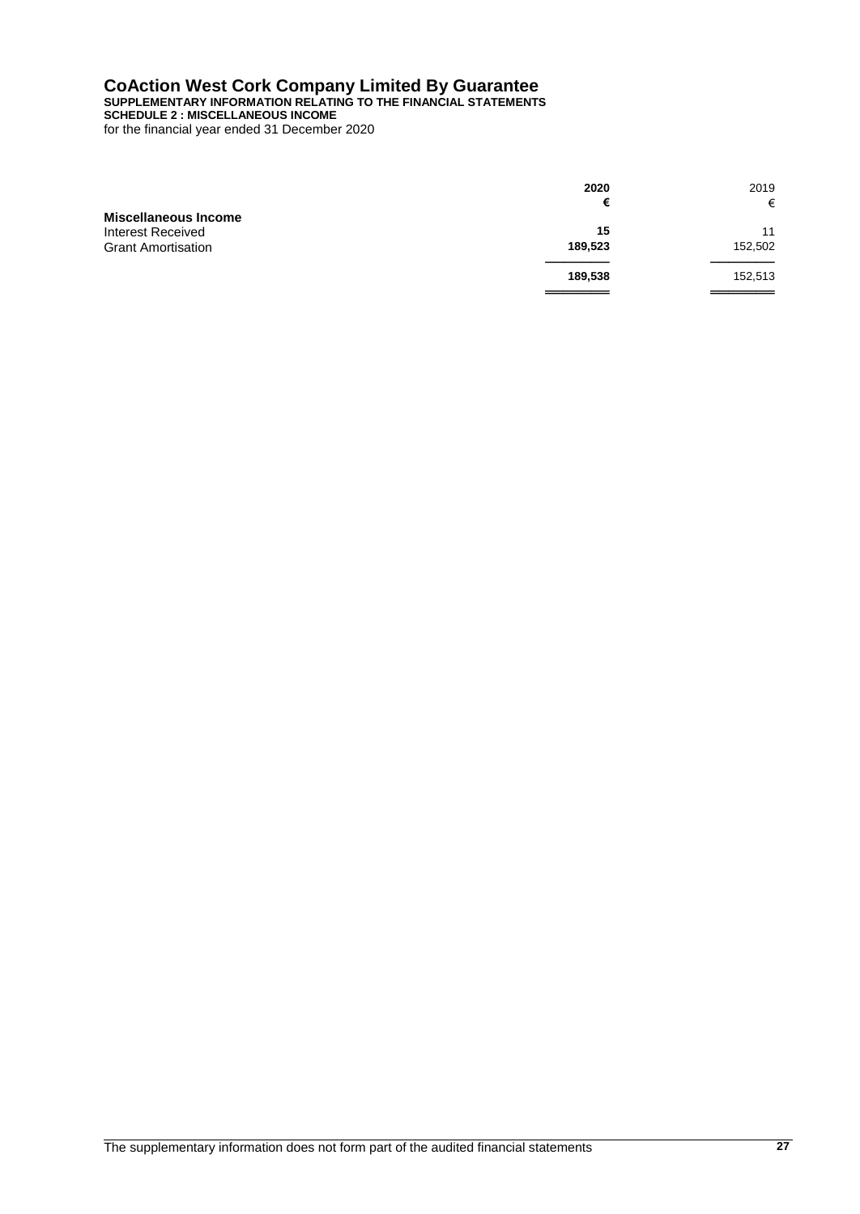# CoAction West Cork Company Limited By Guarantee

**SUPPLEMENTARY INFORMATION RELATING TO THE FINANCIAL STATEMENTS**
**SCHEDULE 2 : MISCELLANEOUS INCOME**
for the financial year ended 31 December 2020

| | 2020 | 2019 |
|---|---|---|
| | € | € |
| **Miscellaneous Income** | | |
| Interest Received | **15** | 11 |
| Grant Amortisation | **189,523** | 152,502 |
| | **189,538** | 152,513 |

The supplementary information does not form part of the audited financial statements